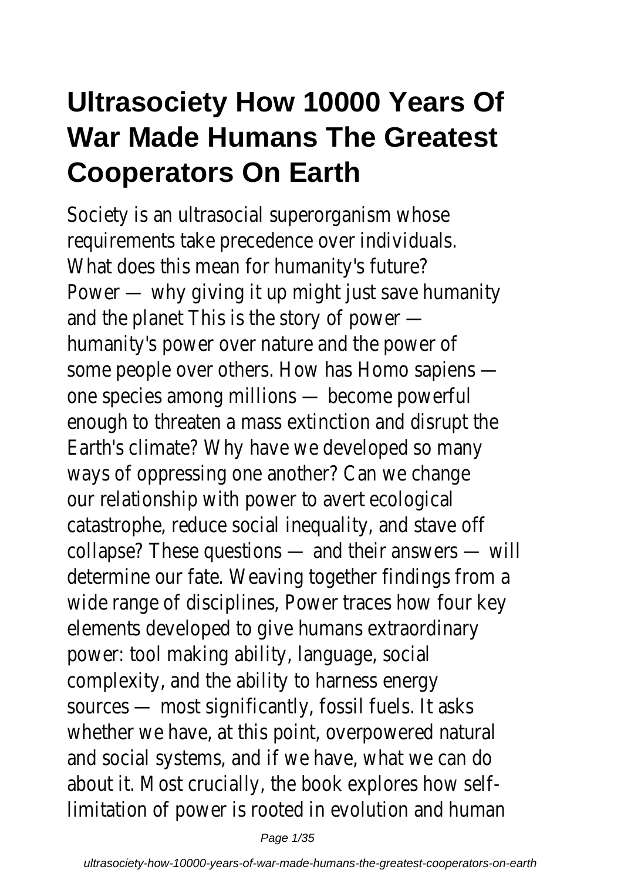// Ultrasociety How 10000 Years Of War Made Humans The Greatest Cooperators On Earth

Society is an ultrasocial superorganism whose requirements take precedence over individuals. What does this mean for humanity's future? Power — why giving it up might just save humanity and the planet This is the story of power — humanity's power over nature and the power of some people over others. How has Homo sapiens — one species among millions — become powerful enough to threaten a mass extinction and disrupt the Earth's climate? Why have we developed so many ways of oppressing one another? Can we change our relationship with power to avert ecological catastrophe, reduce social inequality, and stave off collapse? These questions — and their answers — will determine our fate. Weaving together findings from a wide range of disciplines, Power traces how four key elements developed to give humans extraordinary power: tool making ability, language, social complexity, and the ability to harness energy sources — most significantly, fossil fuels. It asks whether we have, at this point, overpowered natural and social systems, and if we have, what we can do about it. Most crucially, the book explores how self-limitation of power is rooted in evolution and human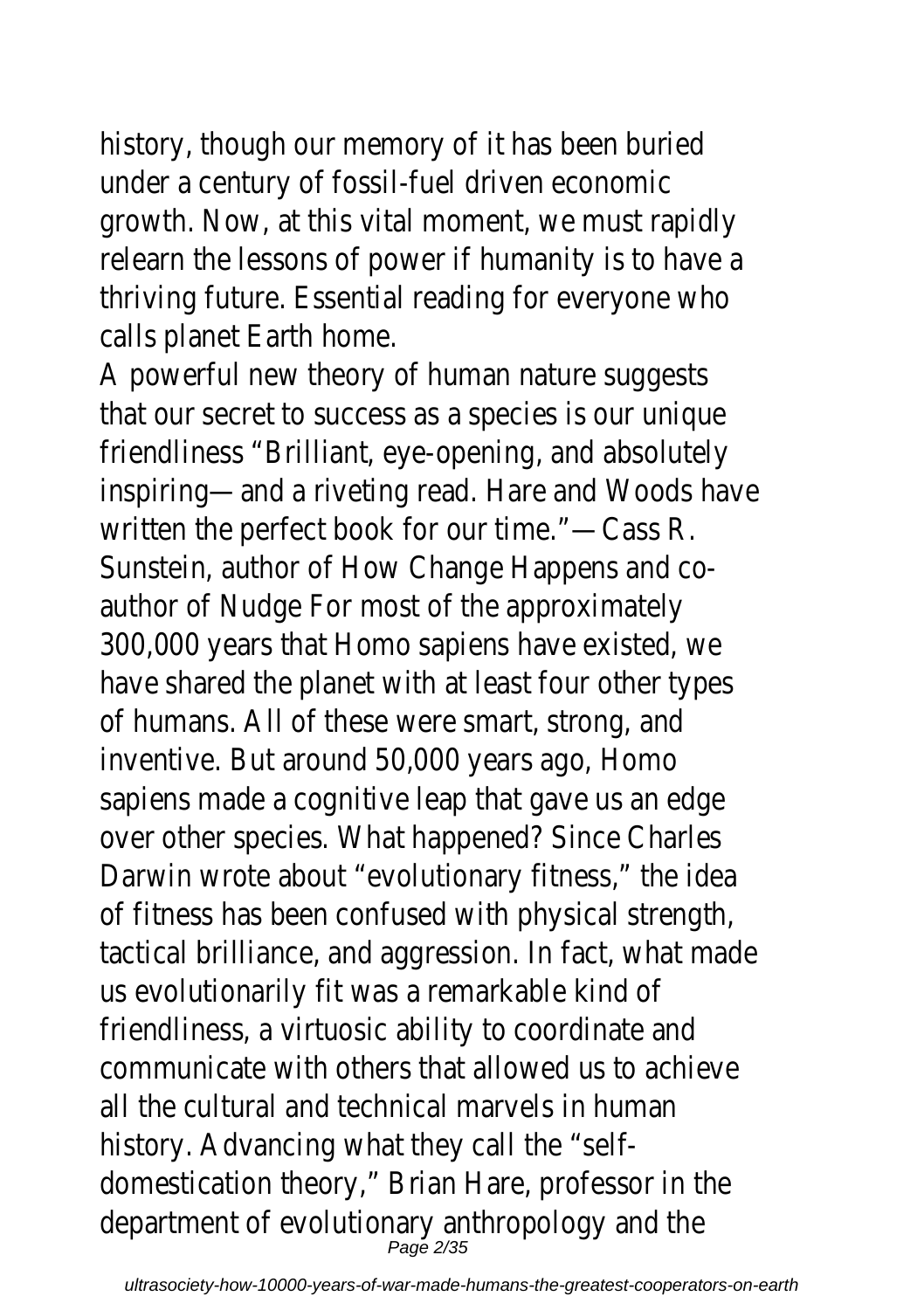history, though our memory of it has been buried under a century of fossil-fuel driven economic growth. Now, at this vital moment, we must rapidly relearn the lessons of power if humanity is to have a thriving future. Essential reading for everyone who calls planet Earth home.

A powerful new theory of human nature suggests that our secret to success as a species is our unique friendliness "Brilliant, eye-opening, and absolutely inspiring—and a riveting read. Hare and Woods have written the perfect book for our time."—Cass R. Sunstein, author of How Change Happens and co-author of Nudge For most of the approximately 300,000 years that Homo sapiens have existed, we have shared the planet with at least four other types of humans. All of these were smart, strong, and inventive. But around 50,000 years ago, Homo sapiens made a cognitive leap that gave us an edge over other species. What happened? Since Charles Darwin wrote about "evolutionary fitness," the idea of fitness has been confused with physical strength, tactical brilliance, and aggression. In fact, what made us evolutionarily fit was a remarkable kind of friendliness, a virtuosic ability to coordinate and communicate with others that allowed us to achieve all the cultural and technical marvels in human history. Advancing what they call the "self-domestication theory," Brian Hare, professor in the department of evolutionary anthropology and the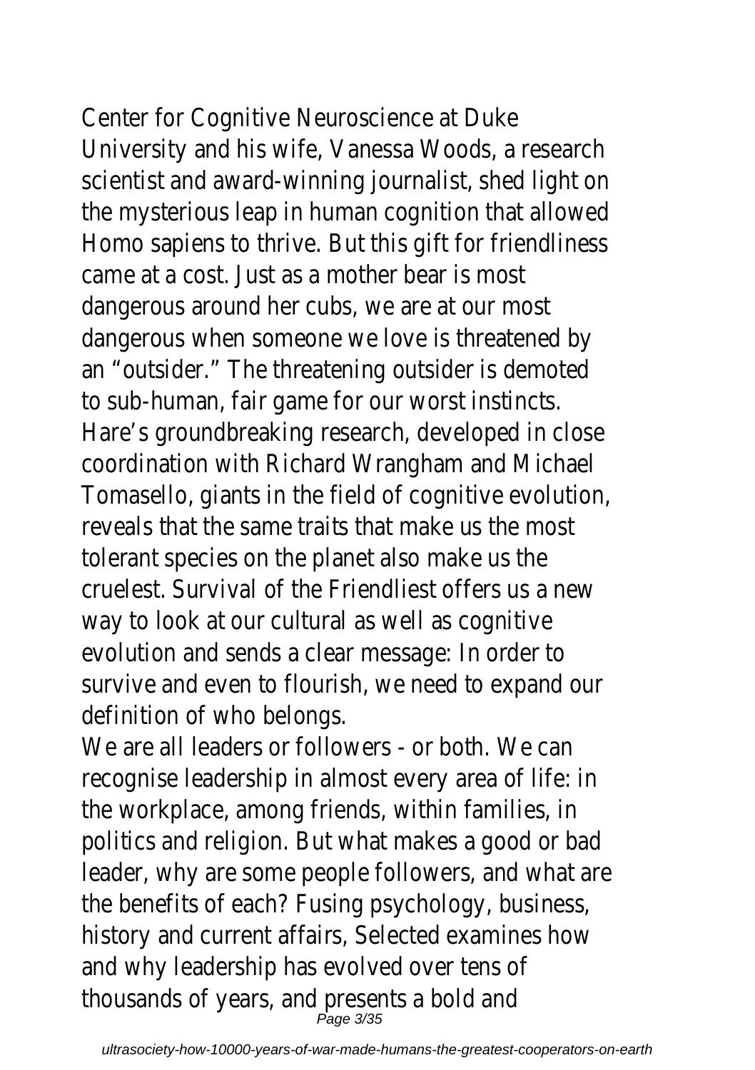Center for Cognitive Neuroscience at Duke University and his wife, Vanessa Woods, a research scientist and award-winning journalist, shed light on the mysterious leap in human cognition that allowed Homo sapiens to thrive. But this gift for friendliness came at a cost. Just as a mother bear is most dangerous around her cubs, we are at our most dangerous when someone we love is threatened by an "outsider." The threatening outsider is demoted to sub-human, fair game for our worst instincts. Hare's groundbreaking research, developed in close coordination with Richard Wrangham and Michael Tomasello, giants in the field of cognitive evolution, reveals that the same traits that make us the most tolerant species on the planet also make us the cruelest. Survival of the Friendliest offers us a new way to look at our cultural as well as cognitive evolution and sends a clear message: In order to survive and even to flourish, we need to expand our definition of who belongs.

We are all leaders or followers - or both. We can recognise leadership in almost every area of life: in the workplace, among friends, within families, in politics and religion. But what makes a good or bad leader, why are some people followers, and what are the benefits of each? Fusing psychology, business, history and current affairs, Selected examines how and why leadership has evolved over tens of thousands of years, and presents a bold and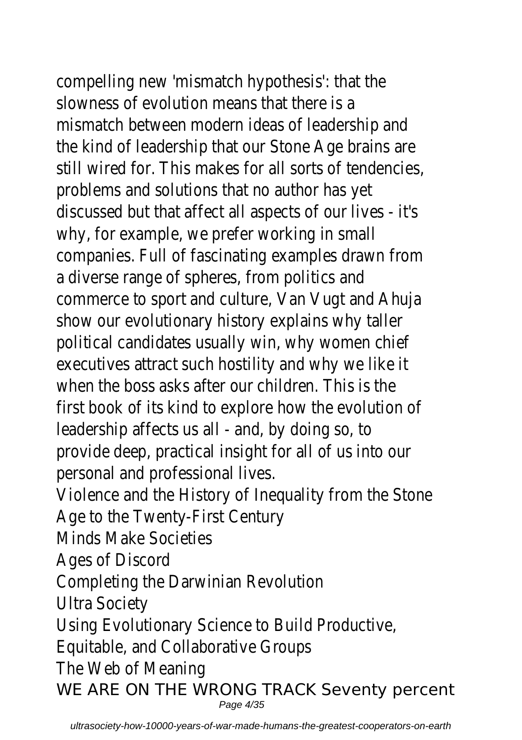compelling new 'mismatch hypothesis': that the slowness of evolution means that there is a mismatch between modern ideas of leadership and the kind of leadership that our Stone Age brains are still wired for. This makes for all sorts of tendencies, problems and solutions that no author has yet discussed but that affect all aspects of our lives - it's why, for example, we prefer working in small companies. Full of fascinating examples drawn from a diverse range of spheres, from politics and commerce to sport and culture, Van Vugt and Ahuja show our evolutionary history explains why taller political candidates usually win, why women chief executives attract such hostility and why we like it when the boss asks after our children. This is the first book of its kind to explore how the evolution of leadership affects us all - and, by doing so, to provide deep, practical insight for all of us into our personal and professional lives.

Violence and the History of Inequality from the Stone Age to the Twenty-First Century

Minds Make Societies

Ages of Discord

Completing the Darwinian Revolution

Ultra Society

Using Evolutionary Science to Build Productive, Equitable, and Collaborative Groups

The Web of Meaning

WE ARE ON THE WRONG TRACK Seventy percent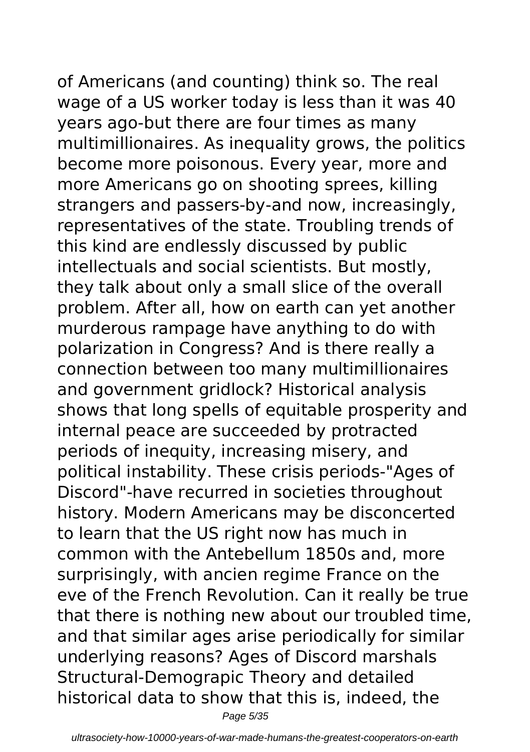of Americans (and counting) think so. The real wage of a US worker today is less than it was 40 years ago-but there are four times as many multimillionaires. As inequality grows, the politics become more poisonous. Every year, more and more Americans go on shooting sprees, killing strangers and passers-by-and now, increasingly, representatives of the state. Troubling trends of this kind are endlessly discussed by public intellectuals and social scientists. But mostly, they talk about only a small slice of the overall problem. After all, how on earth can yet another murderous rampage have anything to do with polarization in Congress? And is there really a connection between too many multimillionaires and government gridlock? Historical analysis shows that long spells of equitable prosperity and internal peace are succeeded by protracted periods of inequity, increasing misery, and political instability. These crisis periods-"Ages of Discord"-have recurred in societies throughout history. Modern Americans may be disconcerted to learn that the US right now has much in common with the Antebellum 1850s and, more surprisingly, with ancien regime France on the eve of the French Revolution. Can it really be true that there is nothing new about our troubled time, and that similar ages arise periodically for similar underlying reasons? Ages of Discord marshals Structural-Demograpic Theory and detailed historical data to show that this is, indeed, the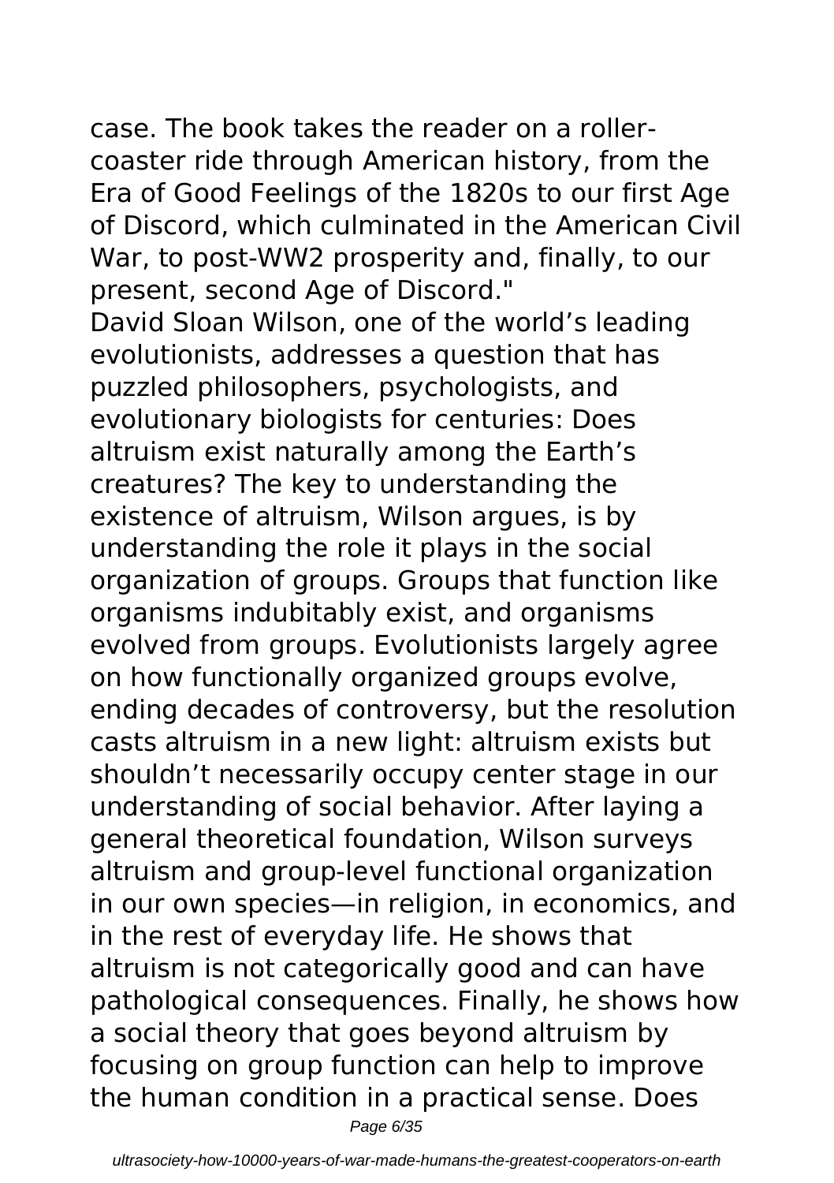case. The book takes the reader on a roller-coaster ride through American history, from the Era of Good Feelings of the 1820s to our first Age of Discord, which culminated in the American Civil War, to post-WW2 prosperity and, finally, to our present, second Age of Discord."

David Sloan Wilson, one of the world's leading evolutionists, addresses a question that has puzzled philosophers, psychologists, and evolutionary biologists for centuries: Does altruism exist naturally among the Earth's creatures? The key to understanding the existence of altruism, Wilson argues, is by understanding the role it plays in the social organization of groups. Groups that function like organisms indubitably exist, and organisms evolved from groups. Evolutionists largely agree on how functionally organized groups evolve, ending decades of controversy, but the resolution casts altruism in a new light: altruism exists but shouldn't necessarily occupy center stage in our understanding of social behavior. After laying a general theoretical foundation, Wilson surveys altruism and group-level functional organization in our own species—in religion, in economics, and in the rest of everyday life. He shows that altruism is not categorically good and can have pathological consequences. Finally, he shows how a social theory that goes beyond altruism by focusing on group function can help to improve the human condition in a practical sense. Does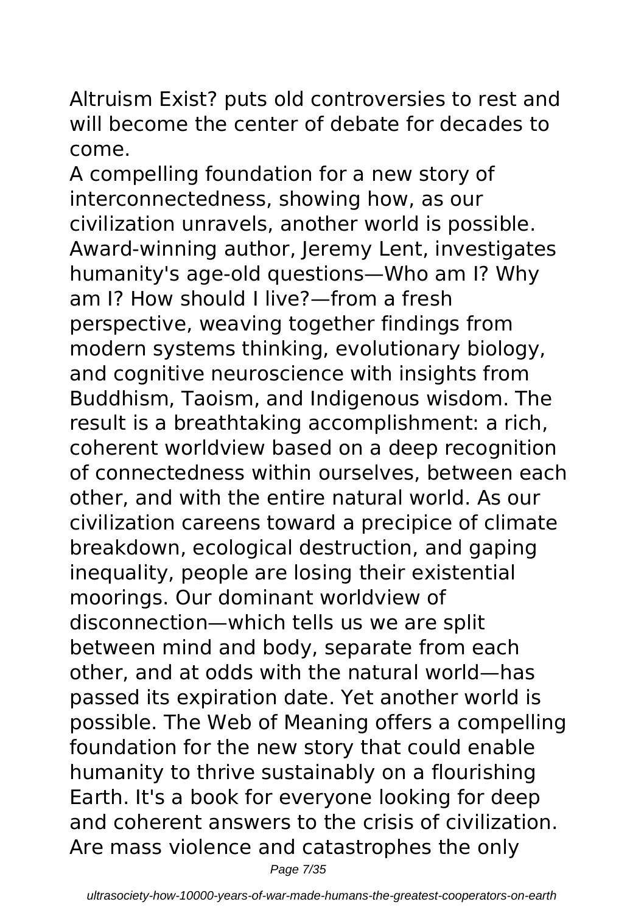Altruism Exist? puts old controversies to rest and will become the center of debate for decades to come.

A compelling foundation for a new story of interconnectedness, showing how, as our civilization unravels, another world is possible. Award-winning author, Jeremy Lent, investigates humanity's age-old questions—Who am I? Why am I? How should I live?—from a fresh perspective, weaving together findings from modern systems thinking, evolutionary biology, and cognitive neuroscience with insights from Buddhism, Taoism, and Indigenous wisdom. The result is a breathtaking accomplishment: a rich, coherent worldview based on a deep recognition of connectedness within ourselves, between each other, and with the entire natural world. As our civilization careens toward a precipice of climate breakdown, ecological destruction, and gaping inequality, people are losing their existential moorings. Our dominant worldview of disconnection—which tells us we are split between mind and body, separate from each other, and at odds with the natural world—has passed its expiration date. Yet another world is possible. The Web of Meaning offers a compelling foundation for the new story that could enable humanity to thrive sustainably on a flourishing Earth. It's a book for everyone looking for deep and coherent answers to the crisis of civilization. Are mass violence and catastrophes the only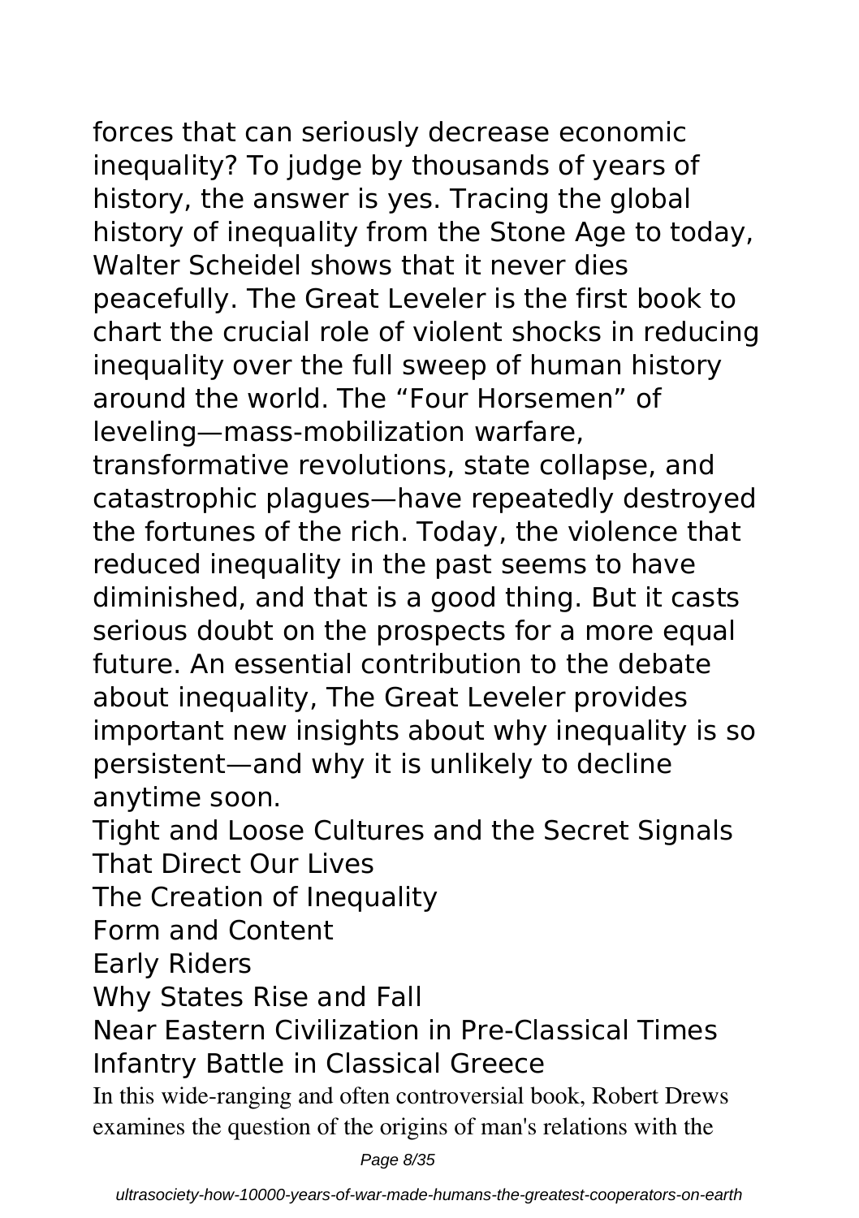forces that can seriously decrease economic inequality? To judge by thousands of years of history, the answer is yes. Tracing the global history of inequality from the Stone Age to today, Walter Scheidel shows that it never dies peacefully. The Great Leveler is the first book to chart the crucial role of violent shocks in reducing inequality over the full sweep of human history around the world. The "Four Horsemen" of leveling—mass-mobilization warfare, transformative revolutions, state collapse, and catastrophic plagues—have repeatedly destroyed the fortunes of the rich. Today, the violence that reduced inequality in the past seems to have diminished, and that is a good thing. But it casts serious doubt on the prospects for a more equal future. An essential contribution to the debate about inequality, The Great Leveler provides important new insights about why inequality is so persistent—and why it is unlikely to decline anytime soon.

Tight and Loose Cultures and the Secret Signals That Direct Our Lives

The Creation of Inequality

Form and Content

Early Riders

Why States Rise and Fall

Near Eastern Civilization in Pre-Classical Times

Infantry Battle in Classical Greece

In this wide-ranging and often controversial book, Robert Drews examines the question of the origins of man's relations with the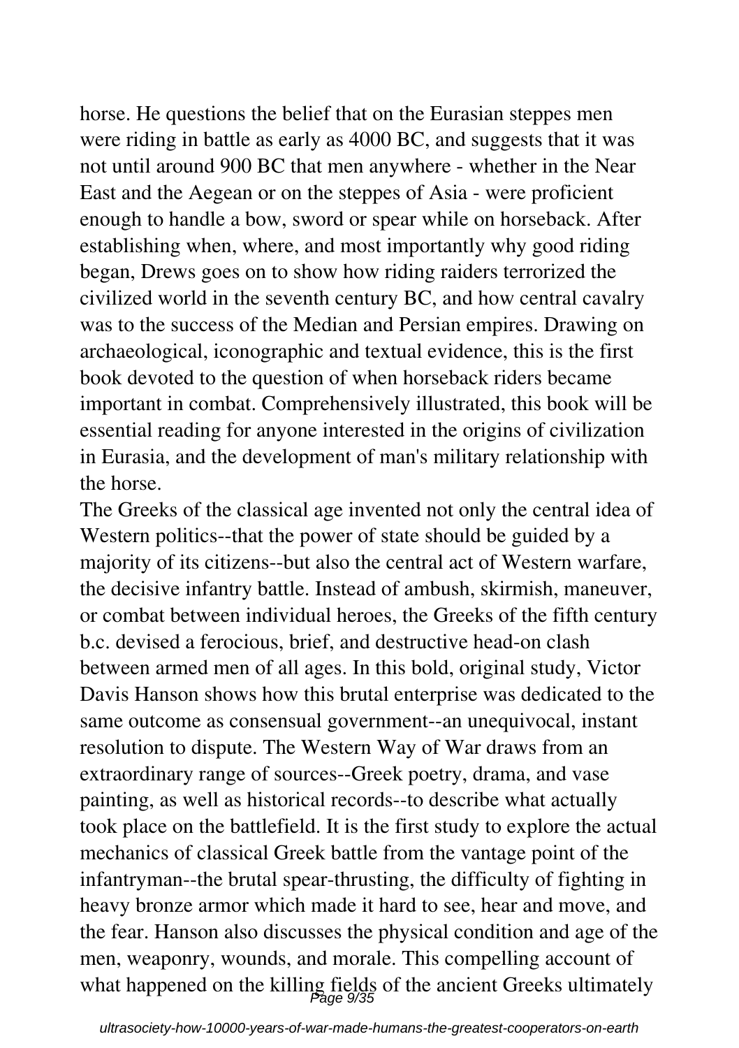horse. He questions the belief that on the Eurasian steppes men were riding in battle as early as 4000 BC, and suggests that it was not until around 900 BC that men anywhere - whether in the Near East and the Aegean or on the steppes of Asia - were proficient enough to handle a bow, sword or spear while on horseback. After establishing when, where, and most importantly why good riding began, Drews goes on to show how riding raiders terrorized the civilized world in the seventh century BC, and how central cavalry was to the success of the Median and Persian empires. Drawing on archaeological, iconographic and textual evidence, this is the first book devoted to the question of when horseback riders became important in combat. Comprehensively illustrated, this book will be essential reading for anyone interested in the origins of civilization in Eurasia, and the development of man's military relationship with the horse.

The Greeks of the classical age invented not only the central idea of Western politics--that the power of state should be guided by a majority of its citizens--but also the central act of Western warfare, the decisive infantry battle. Instead of ambush, skirmish, maneuver, or combat between individual heroes, the Greeks of the fifth century b.c. devised a ferocious, brief, and destructive head-on clash between armed men of all ages. In this bold, original study, Victor Davis Hanson shows how this brutal enterprise was dedicated to the same outcome as consensual government--an unequivocal, instant resolution to dispute. The Western Way of War draws from an extraordinary range of sources--Greek poetry, drama, and vase painting, as well as historical records--to describe what actually took place on the battlefield. It is the first study to explore the actual mechanics of classical Greek battle from the vantage point of the infantryman--the brutal spear-thrusting, the difficulty of fighting in heavy bronze armor which made it hard to see, hear and move, and the fear. Hanson also discusses the physical condition and age of the men, weaponry, wounds, and morale. This compelling account of what happened on the killing fields of the ancient Greeks ultimately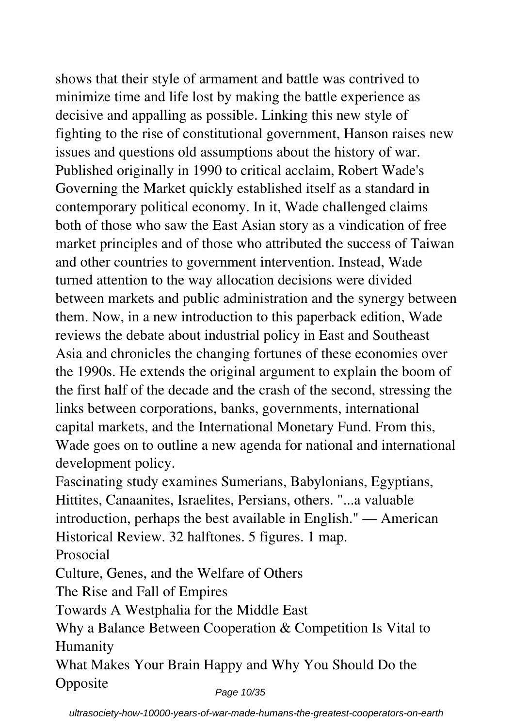shows that their style of armament and battle was contrived to minimize time and life lost by making the battle experience as decisive and appalling as possible. Linking this new style of fighting to the rise of constitutional government, Hanson raises new issues and questions old assumptions about the history of war.
Published originally in 1990 to critical acclaim, Robert Wade's Governing the Market quickly established itself as a standard in contemporary political economy. In it, Wade challenged claims both of those who saw the East Asian story as a vindication of free market principles and of those who attributed the success of Taiwan and other countries to government intervention. Instead, Wade turned attention to the way allocation decisions were divided between markets and public administration and the synergy between them. Now, in a new introduction to this paperback edition, Wade reviews the debate about industrial policy in East and Southeast Asia and chronicles the changing fortunes of these economies over the 1990s. He extends the original argument to explain the boom of the first half of the decade and the crash of the second, stressing the links between corporations, banks, governments, international capital markets, and the International Monetary Fund. From this, Wade goes on to outline a new agenda for national and international development policy.
Fascinating study examines Sumerians, Babylonians, Egyptians, Hittites, Canaanites, Israelites, Persians, others. "...a valuable introduction, perhaps the best available in English." — American Historical Review. 32 halftones. 5 figures. 1 map.
Prosocial
Culture, Genes, and the Welfare of Others
The Rise and Fall of Empires
Towards A Westphalia for the Middle East
Why a Balance Between Cooperation & Competition Is Vital to Humanity
What Makes Your Brain Happy and Why You Should Do the Opposite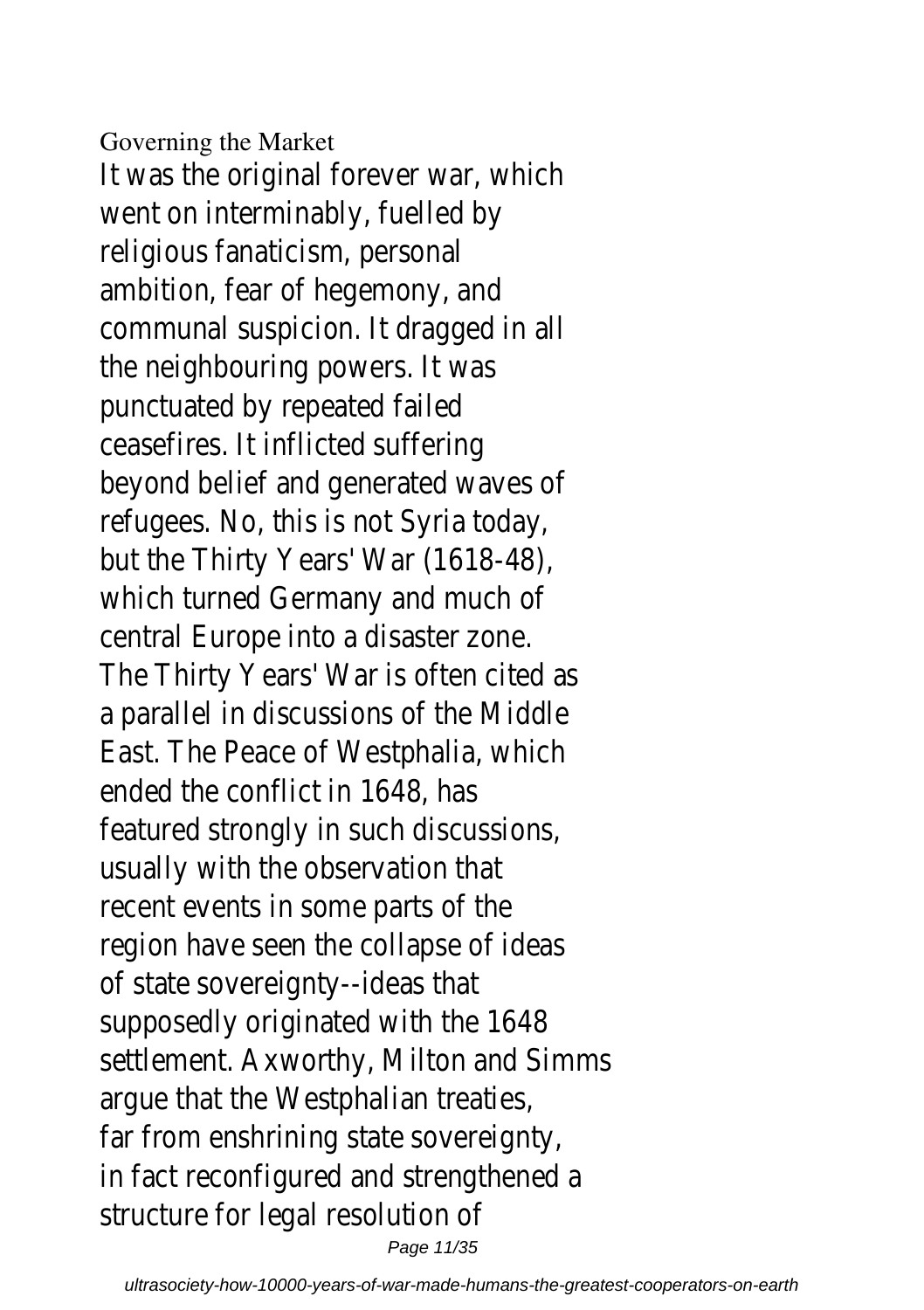Governing the Market

It was the original forever war, which went on interminably, fuelled by religious fanaticism, personal ambition, fear of hegemony, and communal suspicion. It dragged in all the neighbouring powers. It was punctuated by repeated failed ceasefires. It inflicted suffering beyond belief and generated waves of refugees. No, this is not Syria today, but the Thirty Years' War (1618-48), which turned Germany and much of central Europe into a disaster zone. The Thirty Years' War is often cited as a parallel in discussions of the Middle East. The Peace of Westphalia, which ended the conflict in 1648, has featured strongly in such discussions, usually with the observation that recent events in some parts of the region have seen the collapse of ideas of state sovereignty--ideas that supposedly originated with the 1648 settlement. Axworthy, Milton and Simms argue that the Westphalian treaties, far from enshrining state sovereignty, in fact reconfigured and strengthened a structure for legal resolution of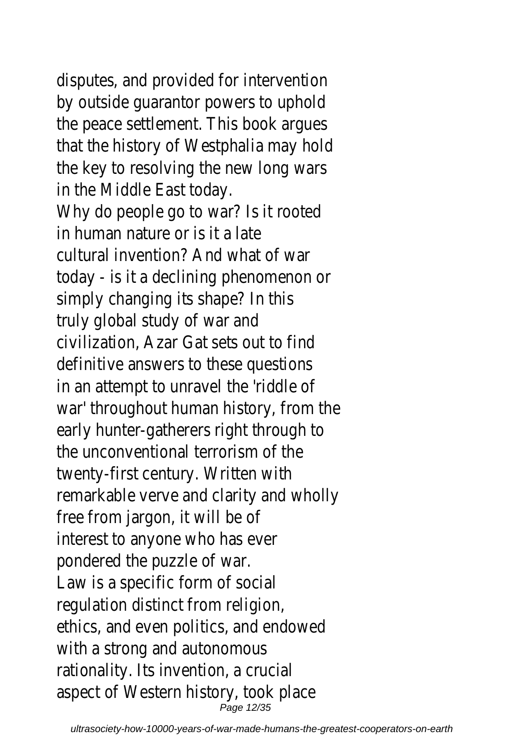disputes, and provided for intervention by outside guarantor powers to uphold the peace settlement. This book argues that the history of Westphalia may hold the key to resolving the new long wars in the Middle East today.

Why do people go to war? Is it rooted in human nature or is it a late cultural invention? And what of war today - is it a declining phenomenon or simply changing its shape? In this truly global study of war and civilization, Azar Gat sets out to find definitive answers to these questions in an attempt to unravel the 'riddle of war' throughout human history, from the early hunter-gatherers right through to the unconventional terrorism of the twenty-first century. Written with remarkable verve and clarity and wholly free from jargon, it will be of interest to anyone who has ever pondered the puzzle of war.

Law is a specific form of social regulation distinct from religion, ethics, and even politics, and endowed with a strong and autonomous rationality. Its invention, a crucial aspect of Western history, took place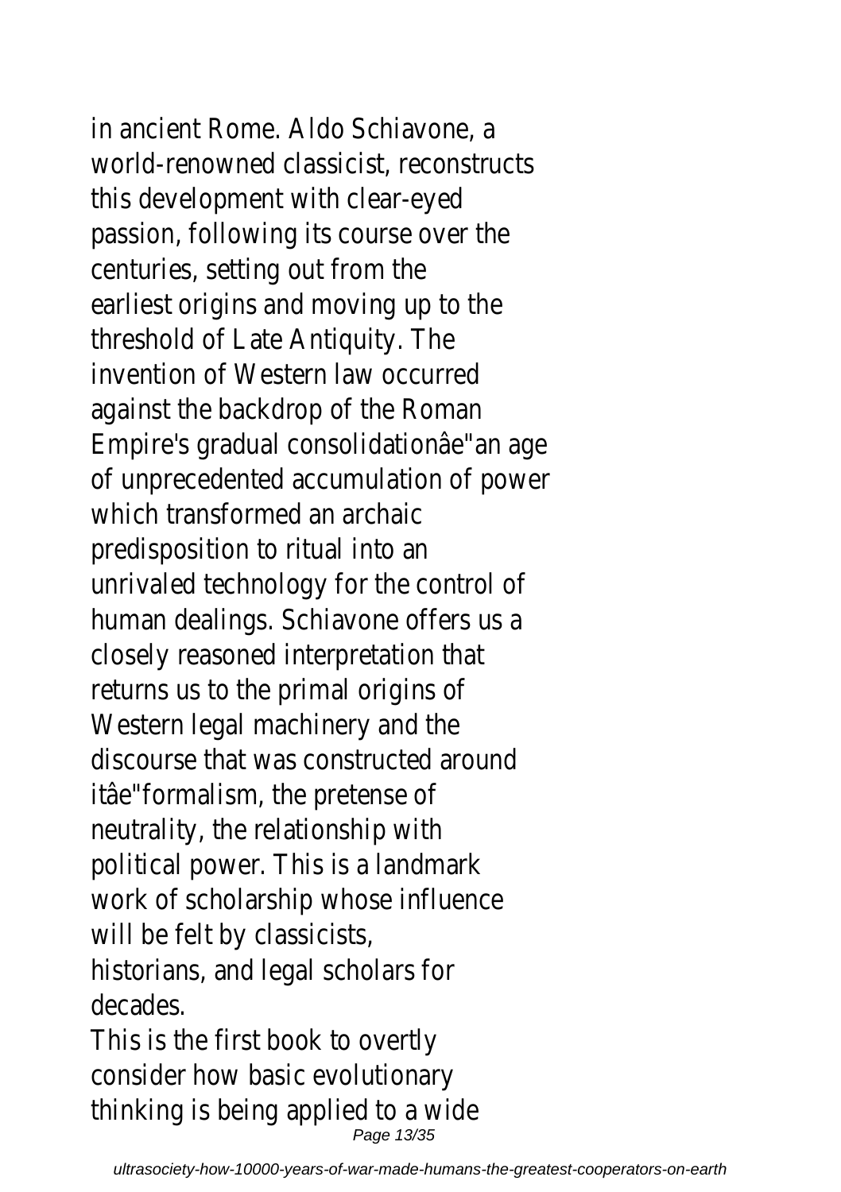in ancient Rome. Aldo Schiavone, a world-renowned classicist, reconstructs this development with clear-eyed passion, following its course over the centuries, setting out from the earliest origins and moving up to the threshold of Late Antiquity. The invention of Western law occurred against the backdrop of the Roman Empire's gradual consolidationâe"an age of unprecedented accumulation of power which transformed an archaic predisposition to ritual into an unrivaled technology for the control of human dealings. Schiavone offers us a closely reasoned interpretation that returns us to the primal origins of Western legal machinery and the discourse that was constructed around itâe"formalism, the pretense of neutrality, the relationship with political power. This is a landmark work of scholarship whose influence will be felt by classicists, historians, and legal scholars for decades.

This is the first book to overtly consider how basic evolutionary thinking is being applied to a wide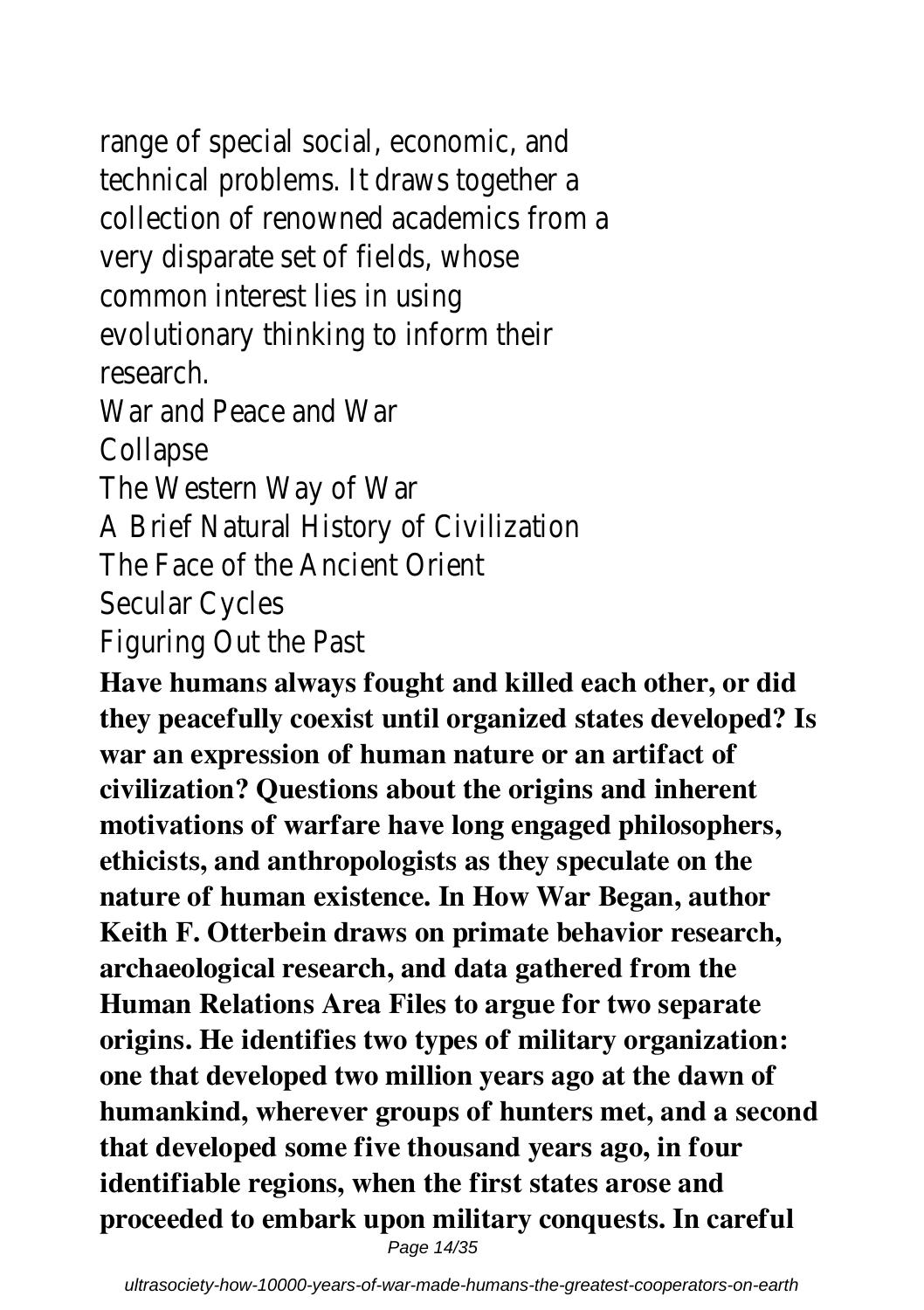range of special social, economic, and technical problems. It draws together a collection of renowned academics from a very disparate set of fields, whose common interest lies in using evolutionary thinking to inform their research.

War and Peace and War

Collapse

The Western Way of War

A Brief Natural History of Civilization

The Face of the Ancient Orient

Secular Cycles

Figuring Out the Past

**Have humans always fought and killed each other, or did they peacefully coexist until organized states developed? Is war an expression of human nature or an artifact of civilization? Questions about the origins and inherent motivations of warfare have long engaged philosophers, ethicists, and anthropologists as they speculate on the nature of human existence. In How War Began, author Keith F. Otterbein draws on primate behavior research, archaeological research, and data gathered from the Human Relations Area Files to argue for two separate origins. He identifies two types of military organization: one that developed two million years ago at the dawn of humankind, wherever groups of hunters met, and a second that developed some five thousand years ago, in four identifiable regions, when the first states arose and proceeded to embark upon military conquests. In careful**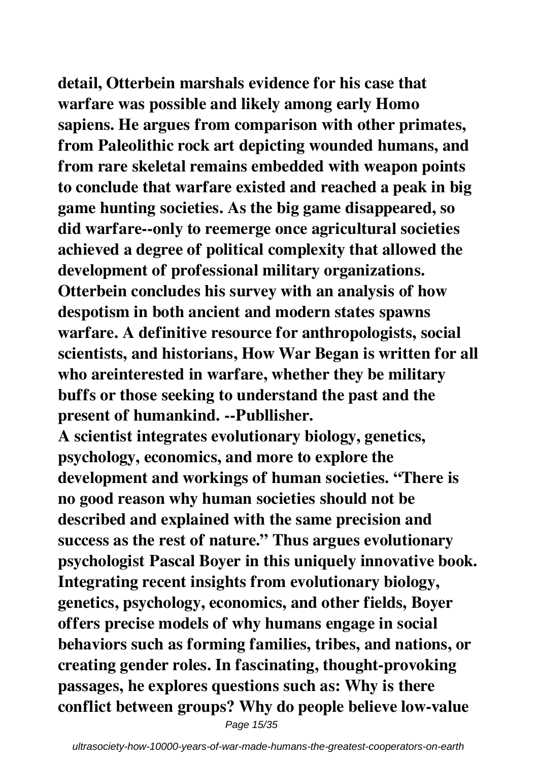**detail, Otterbein marshals evidence for his case that warfare was possible and likely among early Homo sapiens. He argues from comparison with other primates, from Paleolithic rock art depicting wounded humans, and from rare skeletal remains embedded with weapon points to conclude that warfare existed and reached a peak in big game hunting societies. As the big game disappeared, so did warfare--only to reemerge once agricultural societies achieved a degree of political complexity that allowed the development of professional military organizations. Otterbein concludes his survey with an analysis of how despotism in both ancient and modern states spawns warfare. A definitive resource for anthropologists, social scientists, and historians, How War Began is written for all who areinterested in warfare, whether they be military buffs or those seeking to understand the past and the present of humankind. --Publlisher.**

**A scientist integrates evolutionary biology, genetics, psychology, economics, and more to explore the development and workings of human societies. "There is no good reason why human societies should not be described and explained with the same precision and success as the rest of nature." Thus argues evolutionary psychologist Pascal Boyer in this uniquely innovative book. Integrating recent insights from evolutionary biology, genetics, psychology, economics, and other fields, Boyer offers precise models of why humans engage in social behaviors such as forming families, tribes, and nations, or creating gender roles. In fascinating, thought-provoking passages, he explores questions such as: Why is there conflict between groups? Why do people believe low-value**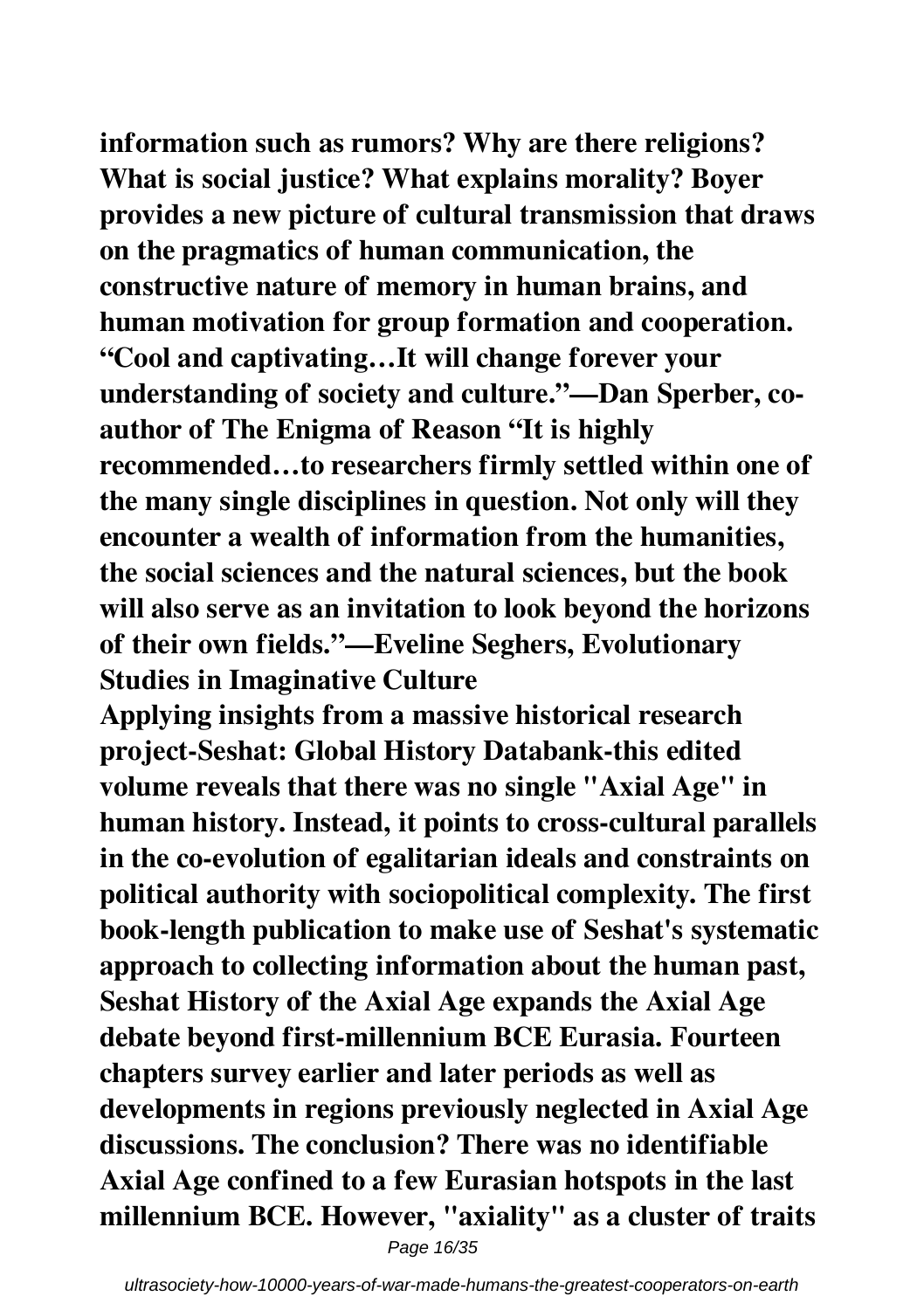**information such as rumors? Why are there religions? What is social justice? What explains morality? Boyer provides a new picture of cultural transmission that draws on the pragmatics of human communication, the constructive nature of memory in human brains, and human motivation for group formation and cooperation. "Cool and captivating…It will change forever your understanding of society and culture."—Dan Sperber, co-author of The Enigma of Reason "It is highly recommended…to researchers firmly settled within one of the many single disciplines in question. Not only will they encounter a wealth of information from the humanities, the social sciences and the natural sciences, but the book will also serve as an invitation to look beyond the horizons of their own fields."—Eveline Seghers, Evolutionary Studies in Imaginative Culture**

**Applying insights from a massive historical research project-Seshat: Global History Databank-this edited volume reveals that there was no single "Axial Age" in human history. Instead, it points to cross-cultural parallels in the co-evolution of egalitarian ideals and constraints on political authority with sociopolitical complexity. The first book-length publication to make use of Seshat's systematic approach to collecting information about the human past, Seshat History of the Axial Age expands the Axial Age debate beyond first-millennium BCE Eurasia. Fourteen chapters survey earlier and later periods as well as developments in regions previously neglected in Axial Age discussions. The conclusion? There was no identifiable Axial Age confined to a few Eurasian hotspots in the last millennium BCE. However, "axiality" as a cluster of traits**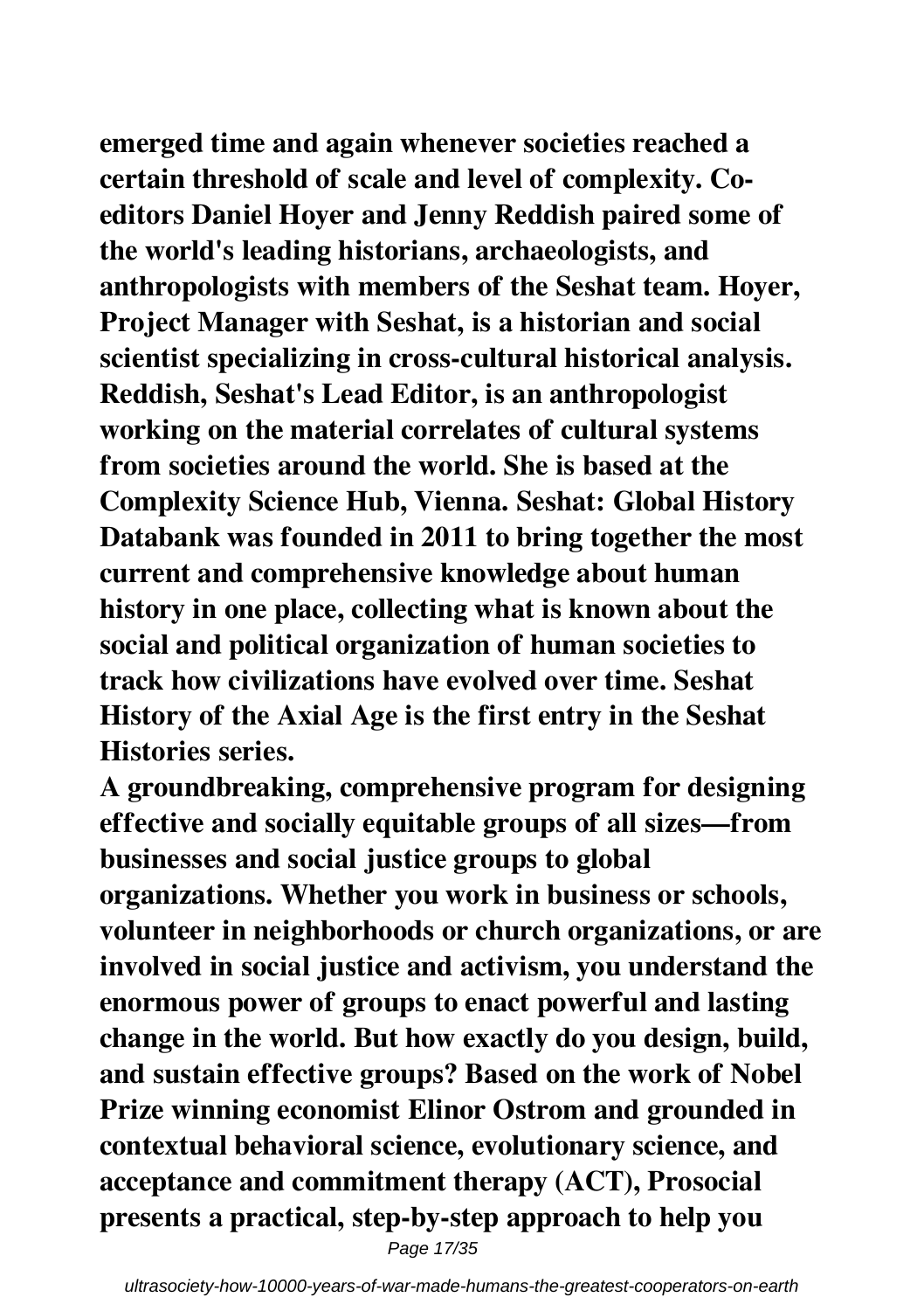**emerged time and again whenever societies reached a certain threshold of scale and level of complexity. Co-editors Daniel Hoyer and Jenny Reddish paired some of the world's leading historians, archaeologists, and anthropologists with members of the Seshat team. Hoyer, Project Manager with Seshat, is a historian and social scientist specializing in cross-cultural historical analysis. Reddish, Seshat's Lead Editor, is an anthropologist working on the material correlates of cultural systems from societies around the world. She is based at the Complexity Science Hub, Vienna. Seshat: Global History Databank was founded in 2011 to bring together the most current and comprehensive knowledge about human history in one place, collecting what is known about the social and political organization of human societies to track how civilizations have evolved over time. Seshat History of the Axial Age is the first entry in the Seshat Histories series.**

**A groundbreaking, comprehensive program for designing effective and socially equitable groups of all sizes—from businesses and social justice groups to global organizations. Whether you work in business or schools, volunteer in neighborhoods or church organizations, or are involved in social justice and activism, you understand the enormous power of groups to enact powerful and lasting change in the world. But how exactly do you design, build, and sustain effective groups? Based on the work of Nobel Prize winning economist Elinor Ostrom and grounded in contextual behavioral science, evolutionary science, and acceptance and commitment therapy (ACT), Prosocial presents a practical, step-by-step approach to help you**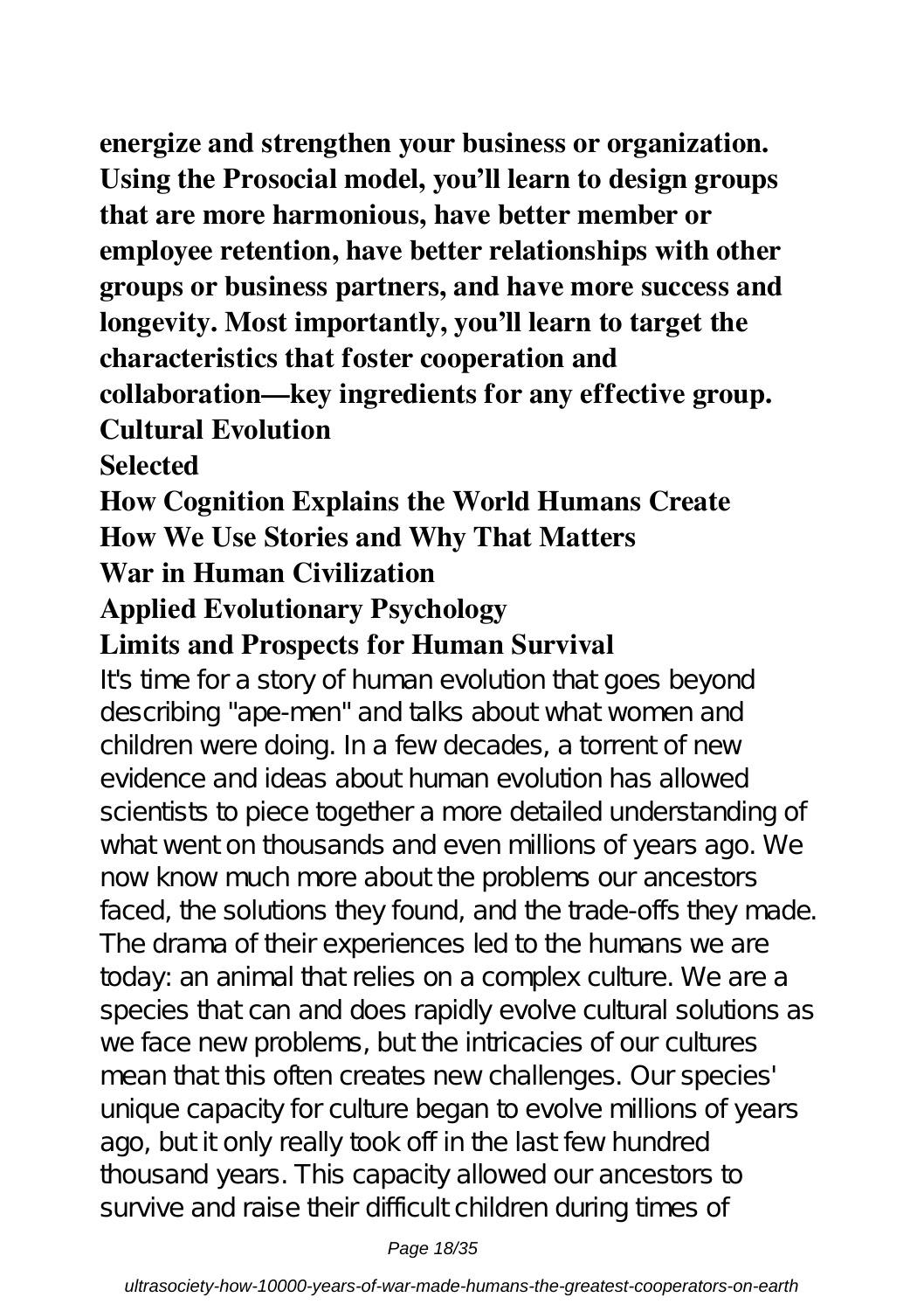**energize and strengthen your business or organization. Using the Prosocial model, you'll learn to design groups that are more harmonious, have better member or employee retention, have better relationships with other groups or business partners, and have more success and longevity. Most importantly, you'll learn to target the characteristics that foster cooperation and collaboration—key ingredients for any effective group.**

**Cultural Evolution**

**Selected**

**How Cognition Explains the World Humans Create**

**How We Use Stories and Why That Matters**

**War in Human Civilization**

**Applied Evolutionary Psychology**

**Limits and Prospects for Human Survival**

It's time for a story of human evolution that goes beyond describing "ape-men" and talks about what women and children were doing. In a few decades, a torrent of new evidence and ideas about human evolution has allowed scientists to piece together a more detailed understanding of what went on thousands and even millions of years ago. We now know much more about the problems our ancestors faced, the solutions they found, and the trade-offs they made. The drama of their experiences led to the humans we are today: an animal that relies on a complex culture. We are a species that can and does rapidly evolve cultural solutions as we face new problems, but the intricacies of our cultures mean that this often creates new challenges. Our species' unique capacity for culture began to evolve millions of years ago, but it only really took off in the last few hundred thousand years. This capacity allowed our ancestors to survive and raise their difficult children during times of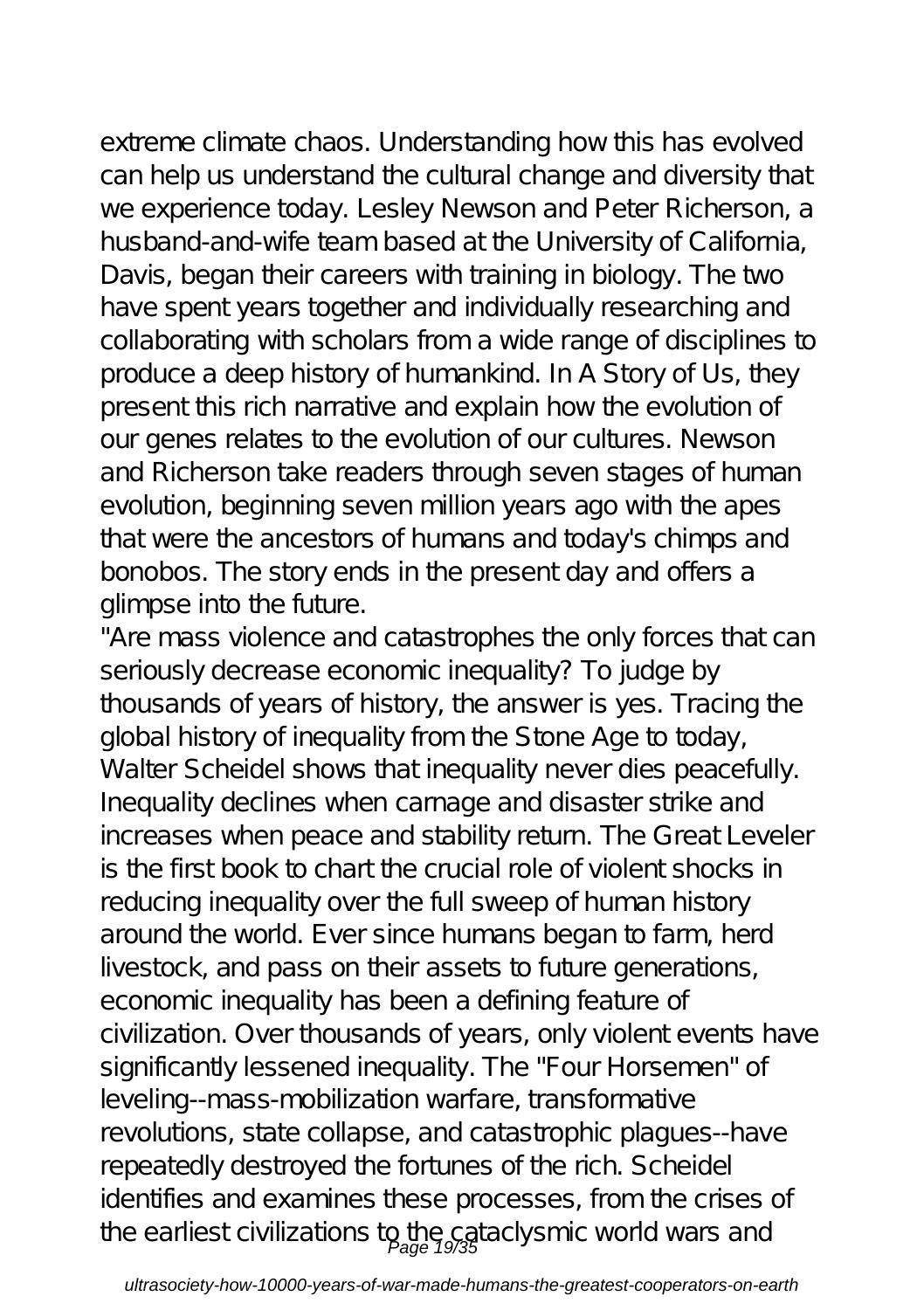extreme climate chaos. Understanding how this has evolved can help us understand the cultural change and diversity that we experience today. Lesley Newson and Peter Richerson, a husband-and-wife team based at the University of California, Davis, began their careers with training in biology. The two have spent years together and individually researching and collaborating with scholars from a wide range of disciplines to produce a deep history of humankind. In A Story of Us, they present this rich narrative and explain how the evolution of our genes relates to the evolution of our cultures. Newson and Richerson take readers through seven stages of human evolution, beginning seven million years ago with the apes that were the ancestors of humans and today's chimps and bonobos. The story ends in the present day and offers a glimpse into the future.

"Are mass violence and catastrophes the only forces that can seriously decrease economic inequality? To judge by thousands of years of history, the answer is yes. Tracing the global history of inequality from the Stone Age to today, Walter Scheidel shows that inequality never dies peacefully. Inequality declines when carnage and disaster strike and increases when peace and stability return. The Great Leveler is the first book to chart the crucial role of violent shocks in reducing inequality over the full sweep of human history around the world. Ever since humans began to farm, herd livestock, and pass on their assets to future generations, economic inequality has been a defining feature of civilization. Over thousands of years, only violent events have significantly lessened inequality. The "Four Horsemen" of leveling--mass-mobilization warfare, transformative revolutions, state collapse, and catastrophic plagues--have repeatedly destroyed the fortunes of the rich. Scheidel identifies and examines these processes, from the crises of the earliest civilizations to the cataclysmic world wars and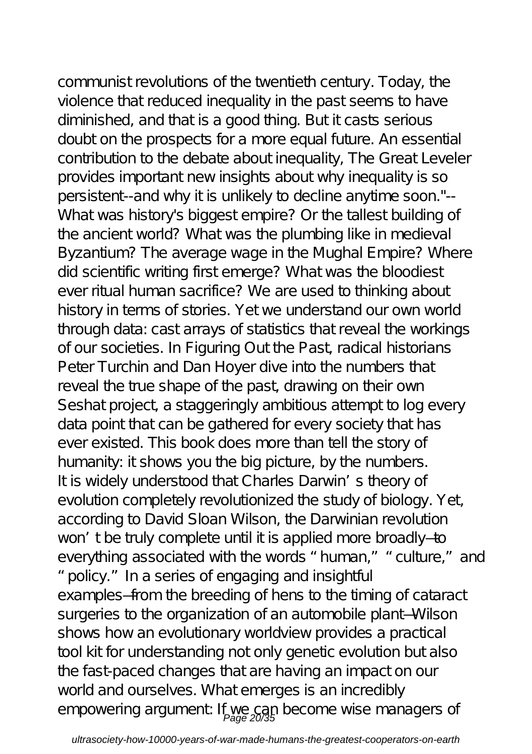communist revolutions of the twentieth century. Today, the violence that reduced inequality in the past seems to have diminished, and that is a good thing. But it casts serious doubt on the prospects for a more equal future. An essential contribution to the debate about inequality, The Great Leveler provides important new insights about why inequality is so persistent--and why it is unlikely to decline anytime soon."--

What was history's biggest empire? Or the tallest building of the ancient world? What was the plumbing like in medieval Byzantium? The average wage in the Mughal Empire? Where did scientific writing first emerge? What was the bloodiest ever ritual human sacrifice? We are used to thinking about history in terms of stories. Yet we understand our own world through data: cast arrays of statistics that reveal the workings of our societies. In Figuring Out the Past, radical historians Peter Turchin and Dan Hoyer dive into the numbers that reveal the true shape of the past, drawing on their own Seshat project, a staggeringly ambitious attempt to log every data point that can be gathered for every society that has ever existed. This book does more than tell the story of humanity: it shows you the big picture, by the numbers.

It is widely understood that Charles Darwin's theory of evolution completely revolutionized the study of biology. Yet, according to David Sloan Wilson, the Darwinian revolution won't be truly complete until it is applied more broadly—to everything associated with the words "human," "culture," and "policy." In a series of engaging and insightful examples—from the breeding of hens to the timing of cataract surgeries to the organization of an automobile plant—Wilson shows how an evolutionary worldview provides a practical tool kit for understanding not only genetic evolution but also the fast-paced changes that are having an impact on our world and ourselves. What emerges is an incredibly empowering argument: If we can become wise managers of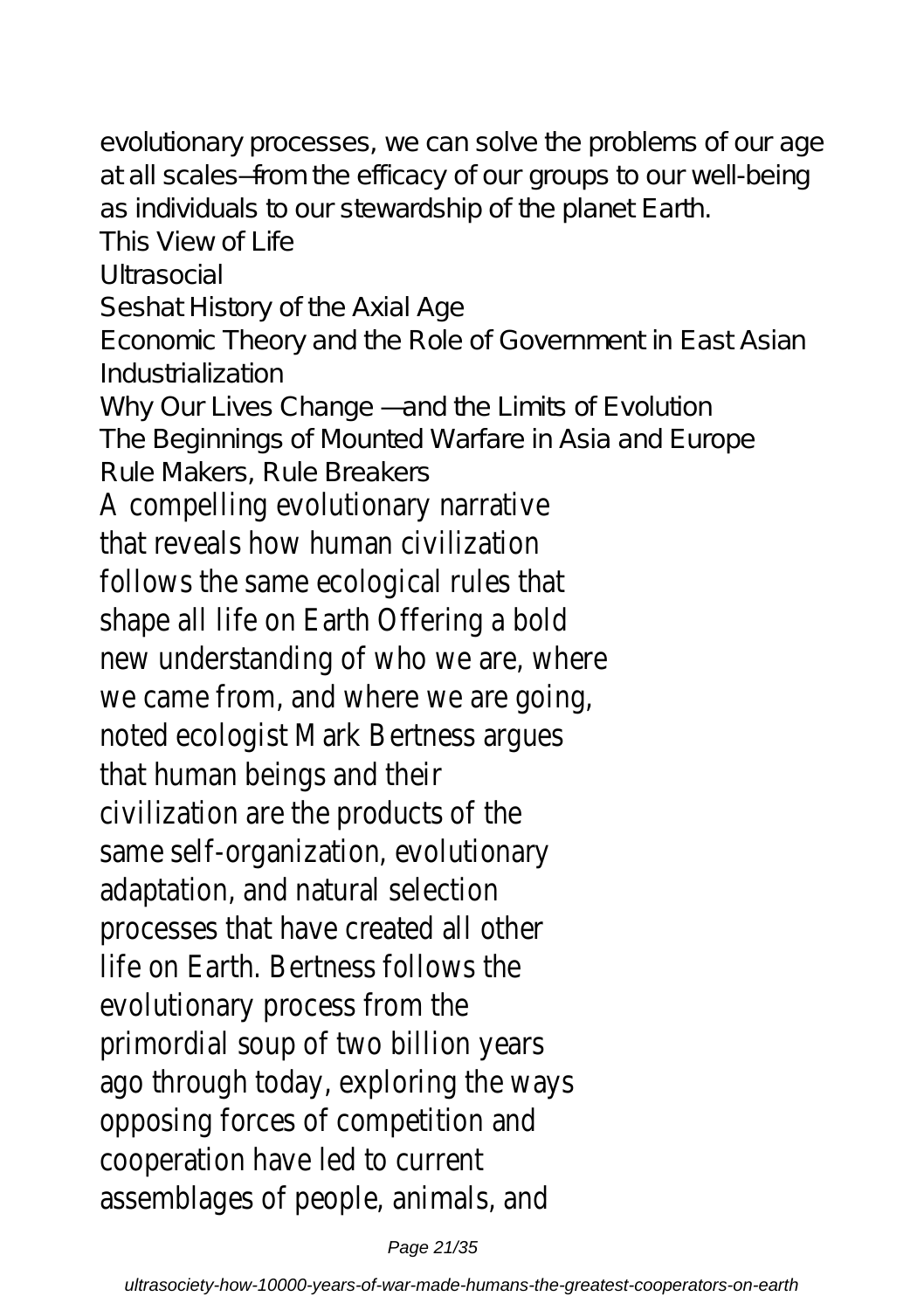evolutionary processes, we can solve the problems of our age at all scales—from the efficacy of our groups to our well-being as individuals to our stewardship of the planet Earth.

This View of Life

Ultrasocial

Seshat History of the Axial Age

Economic Theory and the Role of Government in East Asian Industrialization

Why Our Lives Change —and the Limits of Evolution

The Beginnings of Mounted Warfare in Asia and Europe

Rule Makers, Rule Breakers

A compelling evolutionary narrative that reveals how human civilization follows the same ecological rules that shape all life on Earth Offering a bold new understanding of who we are, where we came from, and where we are going, noted ecologist Mark Bertness argues that human beings and their civilization are the products of the same self-organization, evolutionary adaptation, and natural selection processes that have created all other life on Earth. Bertness follows the evolutionary process from the primordial soup of two billion years ago through today, exploring the ways opposing forces of competition and cooperation have led to current assemblages of people, animals, and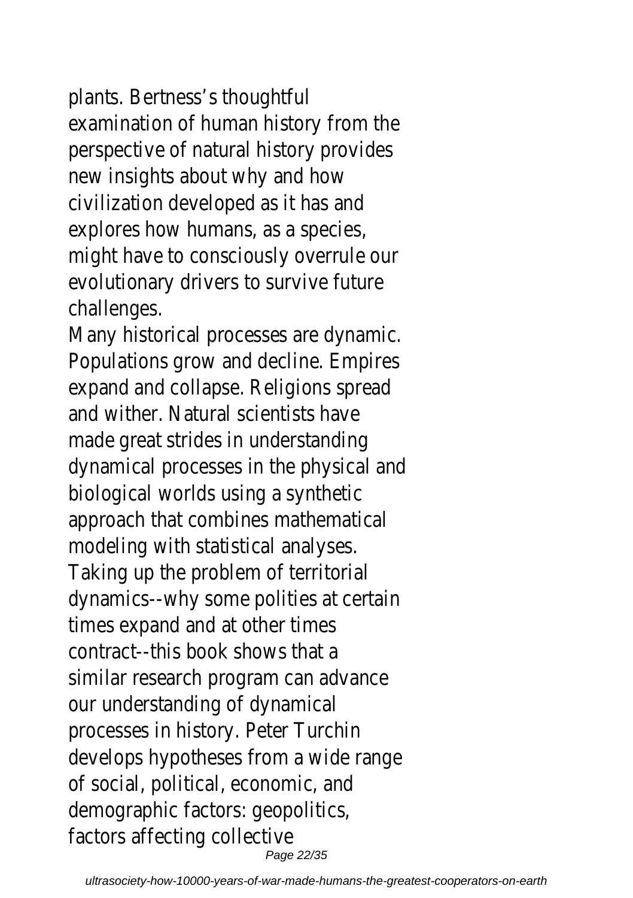plants. Bertness's thoughtful examination of human history from the perspective of natural history provides new insights about why and how civilization developed as it has and explores how humans, as a species, might have to consciously overrule our evolutionary drivers to survive future challenges.

Many historical processes are dynamic. Populations grow and decline. Empires expand and collapse. Religions spread and wither. Natural scientists have made great strides in understanding dynamical processes in the physical and biological worlds using a synthetic approach that combines mathematical modeling with statistical analyses. Taking up the problem of territorial dynamics--why some polities at certain times expand and at other times contract--this book shows that a similar research program can advance our understanding of dynamical processes in history. Peter Turchin develops hypotheses from a wide range of social, political, economic, and demographic factors: geopolitics, factors affecting collective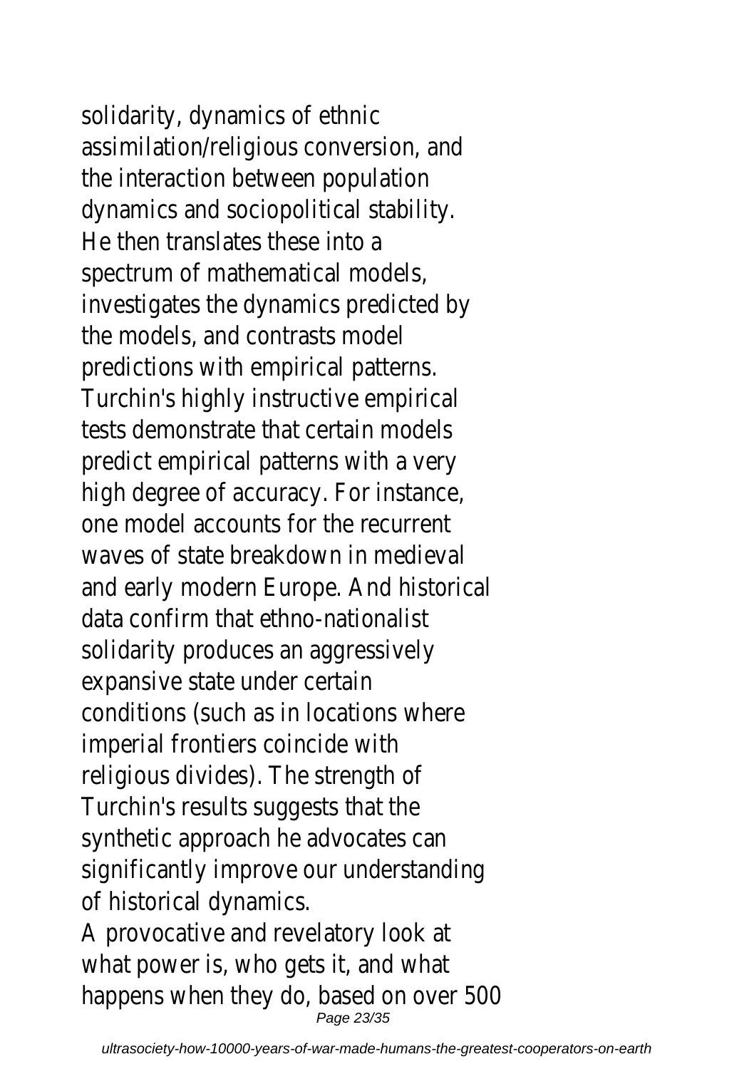solidarity, dynamics of ethnic assimilation/religious conversion, and the interaction between population dynamics and sociopolitical stability. He then translates these into a spectrum of mathematical models, investigates the dynamics predicted by the models, and contrasts model predictions with empirical patterns. Turchin's highly instructive empirical tests demonstrate that certain models predict empirical patterns with a very high degree of accuracy. For instance, one model accounts for the recurrent waves of state breakdown in medieval and early modern Europe. And historical data confirm that ethno-nationalist solidarity produces an aggressively expansive state under certain conditions (such as in locations where imperial frontiers coincide with religious divides). The strength of Turchin's results suggests that the synthetic approach he advocates can significantly improve our understanding of historical dynamics.

A provocative and revelatory look at what power is, who gets it, and what happens when they do, based on over 500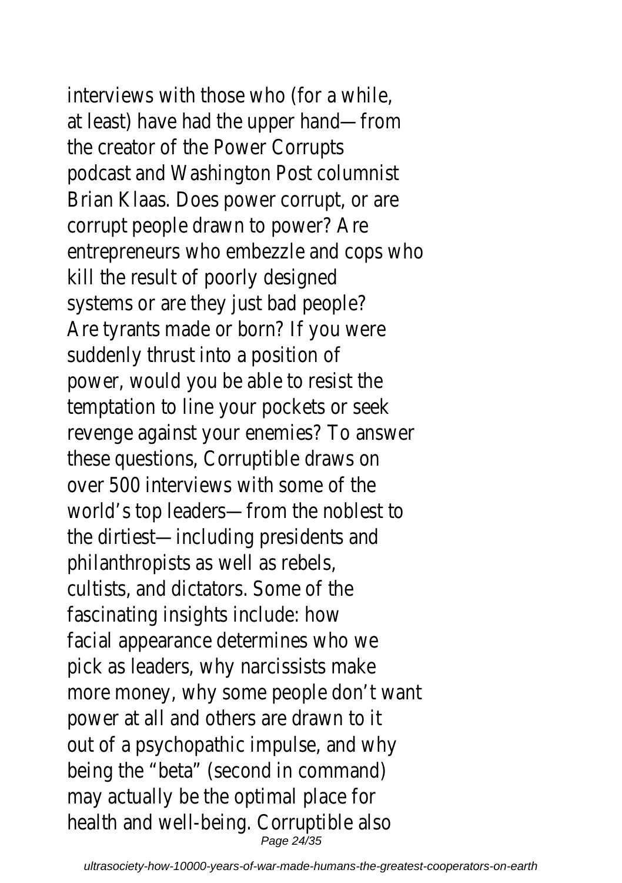interviews with those who (for a while, at least) have had the upper hand—from the creator of the Power Corrupts podcast and Washington Post columnist Brian Klaas. Does power corrupt, or are corrupt people drawn to power? Are entrepreneurs who embezzle and cops who kill the result of poorly designed systems or are they just bad people? Are tyrants made or born? If you were suddenly thrust into a position of power, would you be able to resist the temptation to line your pockets or seek revenge against your enemies? To answer these questions, Corruptible draws on over 500 interviews with some of the world's top leaders—from the noblest to the dirtiest—including presidents and philanthropists as well as rebels, cultists, and dictators. Some of the fascinating insights include: how facial appearance determines who we pick as leaders, why narcissists make more money, why some people don't want power at all and others are drawn to it out of a psychopathic impulse, and why being the "beta" (second in command) may actually be the optimal place for health and well-being. Corruptible also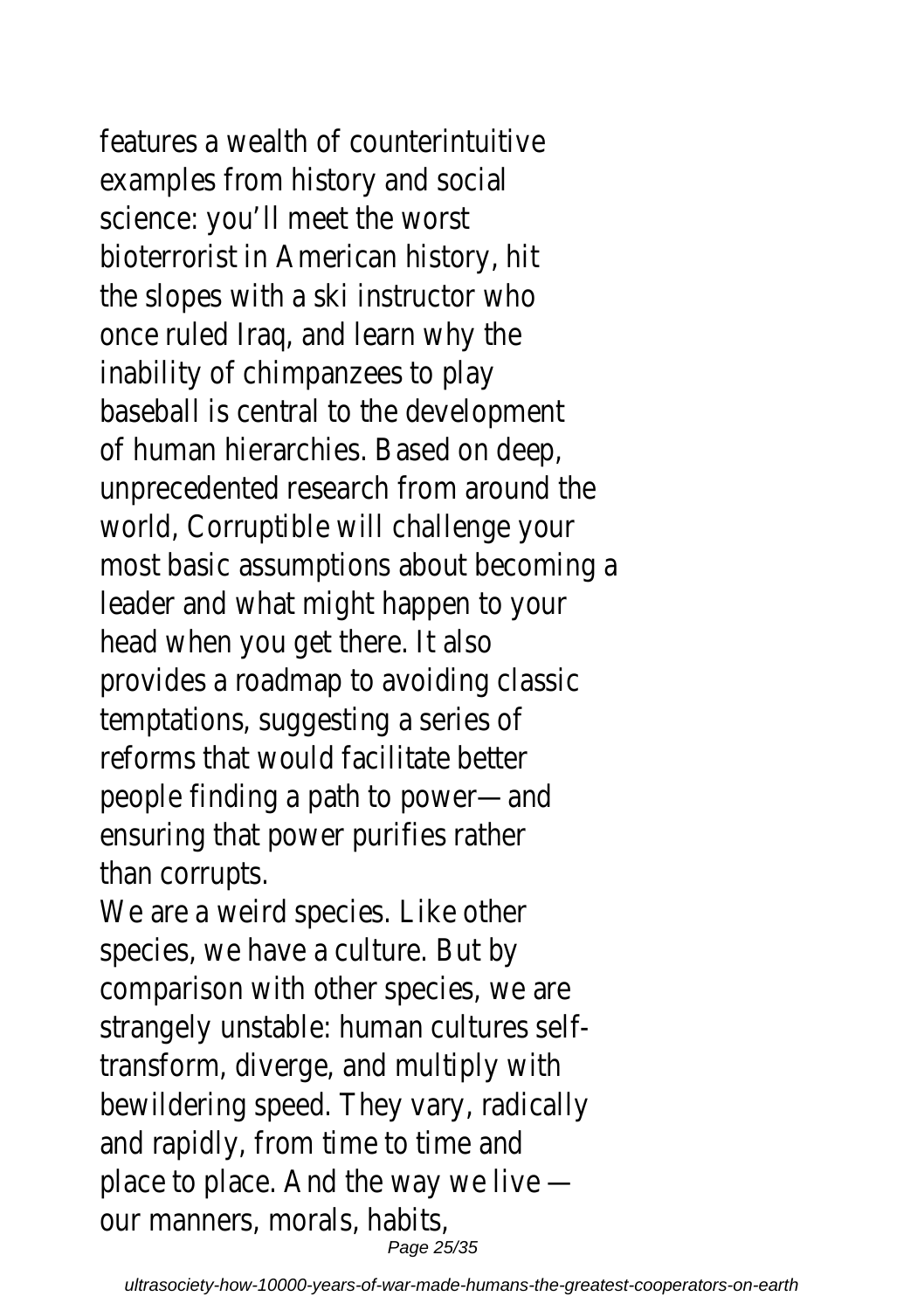features a wealth of counterintuitive examples from history and social science: you'll meet the worst bioterrorist in American history, hit the slopes with a ski instructor who once ruled Iraq, and learn why the inability of chimpanzees to play baseball is central to the development of human hierarchies. Based on deep, unprecedented research from around the world, Corruptible will challenge your most basic assumptions about becoming a leader and what might happen to your head when you get there. It also provides a roadmap to avoiding classic temptations, suggesting a series of reforms that would facilitate better people finding a path to power—and ensuring that power purifies rather than corrupts.

We are a weird species. Like other species, we have a culture. But by comparison with other species, we are strangely unstable: human cultures self-transform, diverge, and multiply with bewildering speed. They vary, radically and rapidly, from time to time and place to place. And the way we live — our manners, morals, habits,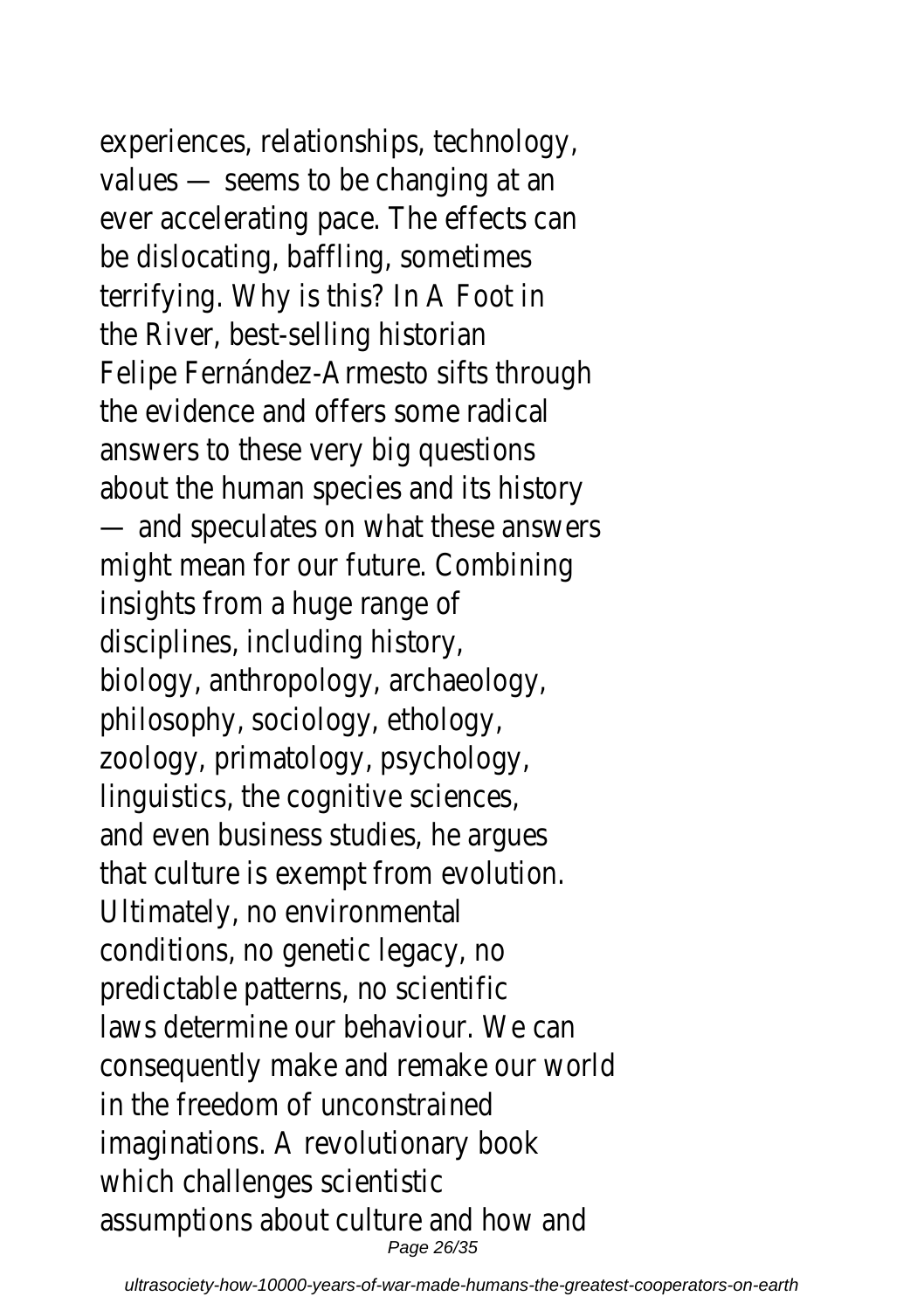experiences, relationships, technology, values — seems to be changing at an ever accelerating pace. The effects can be dislocating, baffling, sometimes terrifying. Why is this? In A Foot in the River, best-selling historian Felipe Fernández-Armesto sifts through the evidence and offers some radical answers to these very big questions about the human species and its history — and speculates on what these answers might mean for our future. Combining insights from a huge range of disciplines, including history, biology, anthropology, archaeology, philosophy, sociology, ethology, zoology, primatology, psychology, linguistics, the cognitive sciences, and even business studies, he argues that culture is exempt from evolution. Ultimately, no environmental conditions, no genetic legacy, no predictable patterns, no scientific laws determine our behaviour. We can consequently make and remake our world in the freedom of unconstrained imaginations. A revolutionary book which challenges scientistic assumptions about culture and how and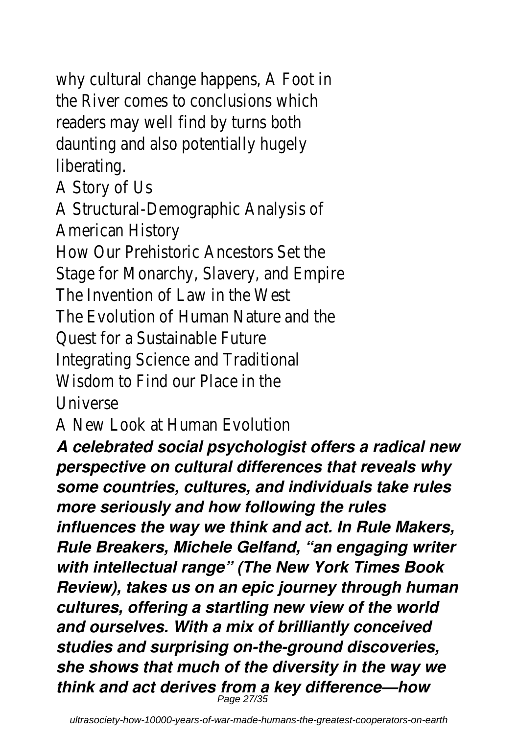why cultural change happens, A Foot in the River comes to conclusions which readers may well find by turns both daunting and also potentially hugely liberating.

A Story of Us

A Structural-Demographic Analysis of American History

How Our Prehistoric Ancestors Set the Stage for Monarchy, Slavery, and Empire

The Invention of Law in the West

The Evolution of Human Nature and the Quest for a Sustainable Future

Integrating Science and Traditional Wisdom to Find our Place in the Universe

A New Look at Human Evolution

***A celebrated social psychologist offers a radical new perspective on cultural differences that reveals why some countries, cultures, and individuals take rules more seriously and how following the rules influences the way we think and act. In Rule Makers, Rule Breakers, Michele Gelfand, "an engaging writer with intellectual range" (The New York Times Book Review), takes us on an epic journey through human cultures, offering a startling new view of the world and ourselves. With a mix of brilliantly conceived studies and surprising on-the-ground discoveries, she shows that much of the diversity in the way we think and act derives from a key difference—how***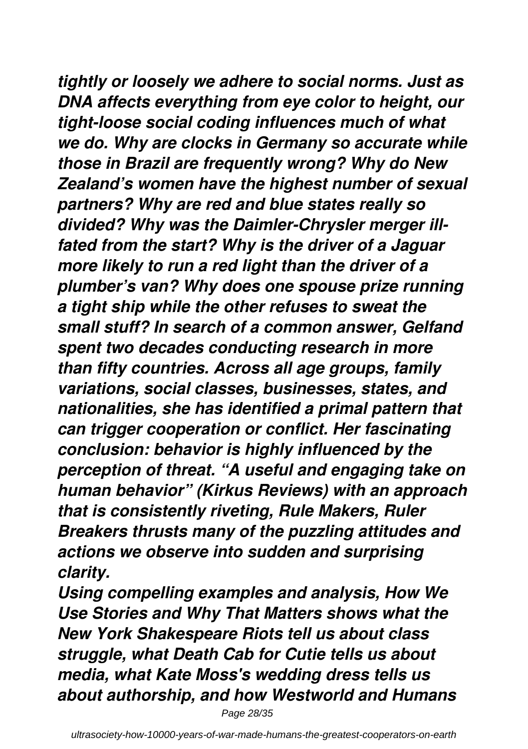*tightly or loosely we adhere to social norms. Just as DNA affects everything from eye color to height, our tight-loose social coding influences much of what we do. Why are clocks in Germany so accurate while those in Brazil are frequently wrong? Why do New Zealand's women have the highest number of sexual partners? Why are red and blue states really so divided? Why was the Daimler-Chrysler merger ill-fated from the start? Why is the driver of a Jaguar more likely to run a red light than the driver of a plumber's van? Why does one spouse prize running a tight ship while the other refuses to sweat the small stuff? In search of a common answer, Gelfand spent two decades conducting research in more than fifty countries. Across all age groups, family variations, social classes, businesses, states, and nationalities, she has identified a primal pattern that can trigger cooperation or conflict. Her fascinating conclusion: behavior is highly influenced by the perception of threat. "A useful and engaging take on human behavior" (Kirkus Reviews) with an approach that is consistently riveting, Rule Makers, Ruler Breakers thrusts many of the puzzling attitudes and actions we observe into sudden and surprising clarity.*

*Using compelling examples and analysis, How We Use Stories and Why That Matters shows what the New York Shakespeare Riots tell us about class struggle, what Death Cab for Cutie tells us about media, what Kate Moss's wedding dress tells us about authorship, and how Westworld and Humans*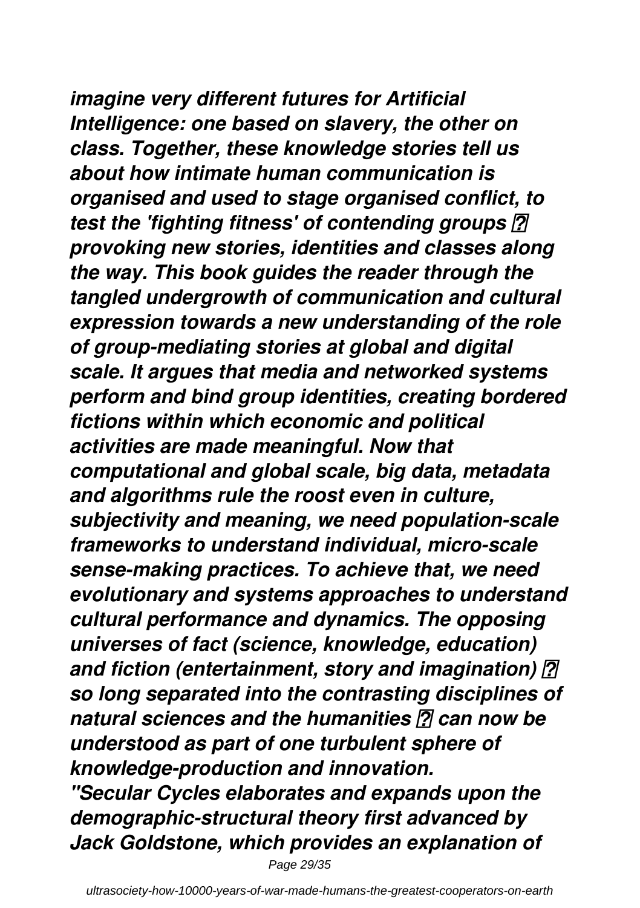*imagine very different futures for Artificial Intelligence: one based on slavery, the other on class. Together, these knowledge stories tell us about how intimate human communication is organised and used to stage organised conflict, to test the 'fighting fitness' of contending groups ? provoking new stories, identities and classes along the way. This book guides the reader through the tangled undergrowth of communication and cultural expression towards a new understanding of the role of group-mediating stories at global and digital scale. It argues that media and networked systems perform and bind group identities, creating bordered fictions within which economic and political activities are made meaningful. Now that computational and global scale, big data, metadata and algorithms rule the roost even in culture, subjectivity and meaning, we need population-scale frameworks to understand individual, micro-scale sense-making practices. To achieve that, we need evolutionary and systems approaches to understand cultural performance and dynamics. The opposing universes of fact (science, knowledge, education) and fiction (entertainment, story and imagination) ? so long separated into the contrasting disciplines of natural sciences and the humanities ? can now be understood as part of one turbulent sphere of knowledge-production and innovation.*

*"Secular Cycles elaborates and expands upon the demographic-structural theory first advanced by Jack Goldstone, which provides an explanation of*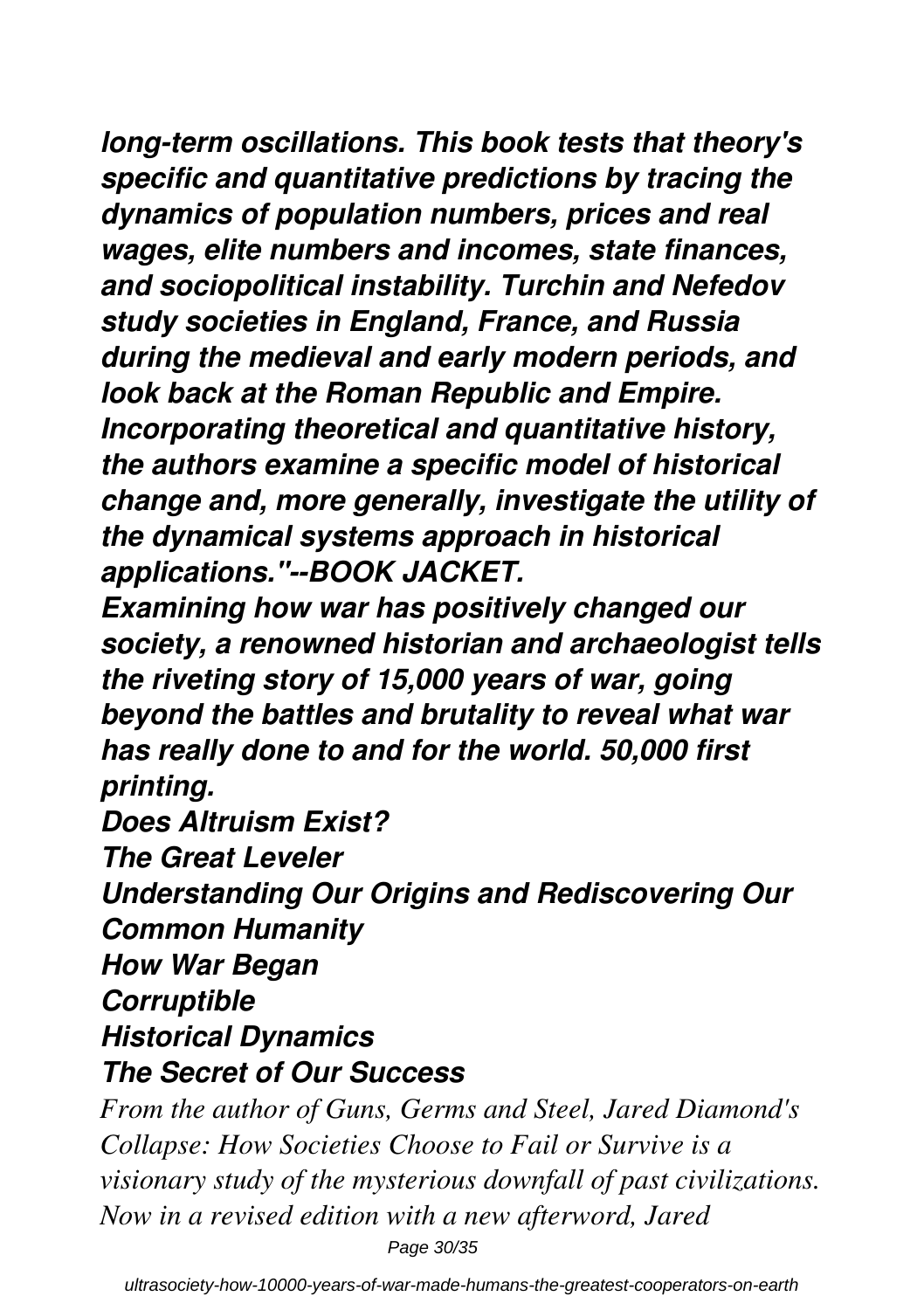*long-term oscillations. This book tests that theory's specific and quantitative predictions by tracing the dynamics of population numbers, prices and real wages, elite numbers and incomes, state finances, and sociopolitical instability. Turchin and Nefedov study societies in England, France, and Russia during the medieval and early modern periods, and look back at the Roman Republic and Empire. Incorporating theoretical and quantitative history, the authors examine a specific model of historical change and, more generally, investigate the utility of the dynamical systems approach in historical applications."--BOOK JACKET.*

*Examining how war has positively changed our society, a renowned historian and archaeologist tells the riveting story of 15,000 years of war, going beyond the battles and brutality to reveal what war has really done to and for the world. 50,000 first printing.*

*Does Altruism Exist?*

*The Great Leveler*

*Understanding Our Origins and Rediscovering Our Common Humanity*

*How War Began*

*Corruptible*

*Historical Dynamics*

*The Secret of Our Success*

*From the author of Guns, Germs and Steel, Jared Diamond's Collapse: How Societies Choose to Fail or Survive is a visionary study of the mysterious downfall of past civilizations. Now in a revised edition with a new afterword, Jared*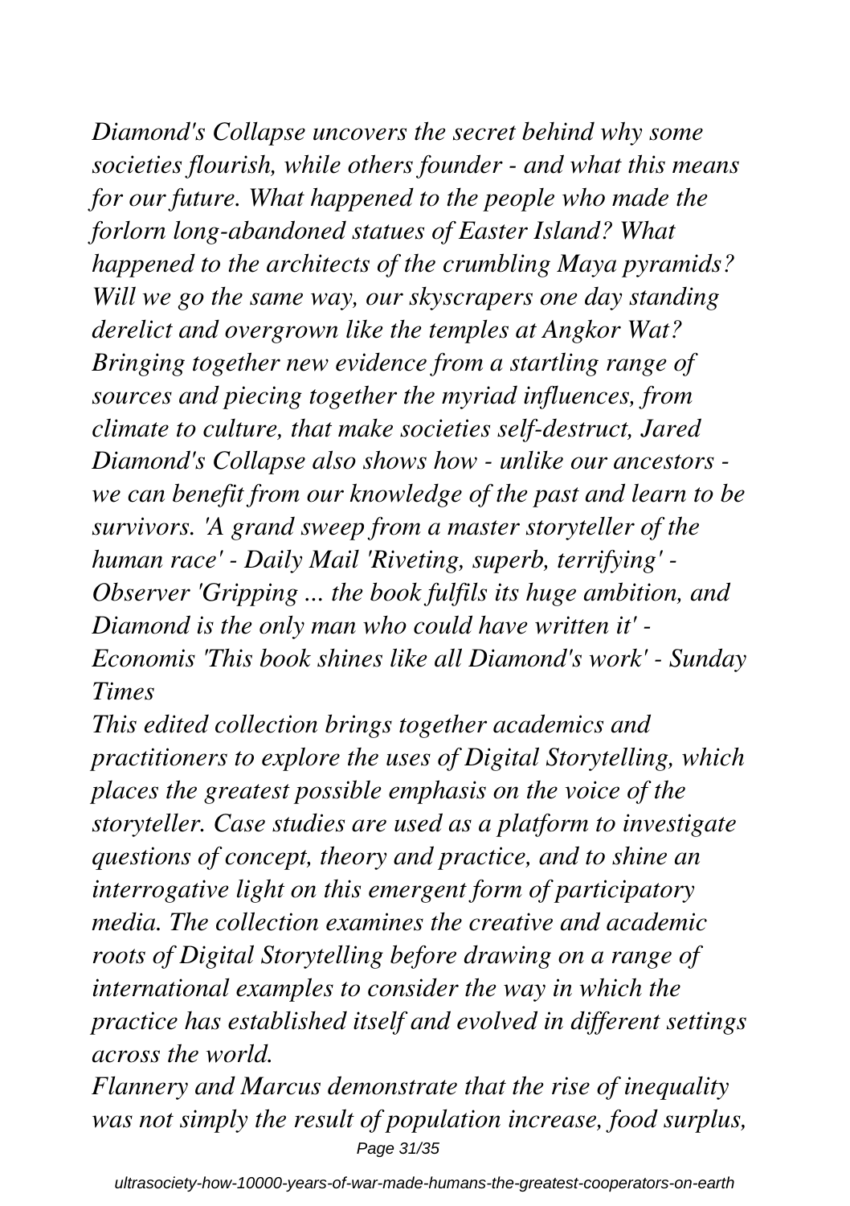*Diamond's Collapse uncovers the secret behind why some societies flourish, while others founder - and what this means for our future. What happened to the people who made the forlorn long-abandoned statues of Easter Island? What happened to the architects of the crumbling Maya pyramids? Will we go the same way, our skyscrapers one day standing derelict and overgrown like the temples at Angkor Wat? Bringing together new evidence from a startling range of sources and piecing together the myriad influences, from climate to culture, that make societies self-destruct, Jared Diamond's Collapse also shows how - unlike our ancestors - we can benefit from our knowledge of the past and learn to be survivors. 'A grand sweep from a master storyteller of the human race' - Daily Mail 'Riveting, superb, terrifying' - Observer 'Gripping ... the book fulfils its huge ambition, and Diamond is the only man who could have written it' - Economis 'This book shines like all Diamond's work' - Sunday Times*

*This edited collection brings together academics and practitioners to explore the uses of Digital Storytelling, which places the greatest possible emphasis on the voice of the storyteller. Case studies are used as a platform to investigate questions of concept, theory and practice, and to shine an interrogative light on this emergent form of participatory media. The collection examines the creative and academic roots of Digital Storytelling before drawing on a range of international examples to consider the way in which the practice has established itself and evolved in different settings across the world.*

*Flannery and Marcus demonstrate that the rise of inequality was not simply the result of population increase, food surplus,*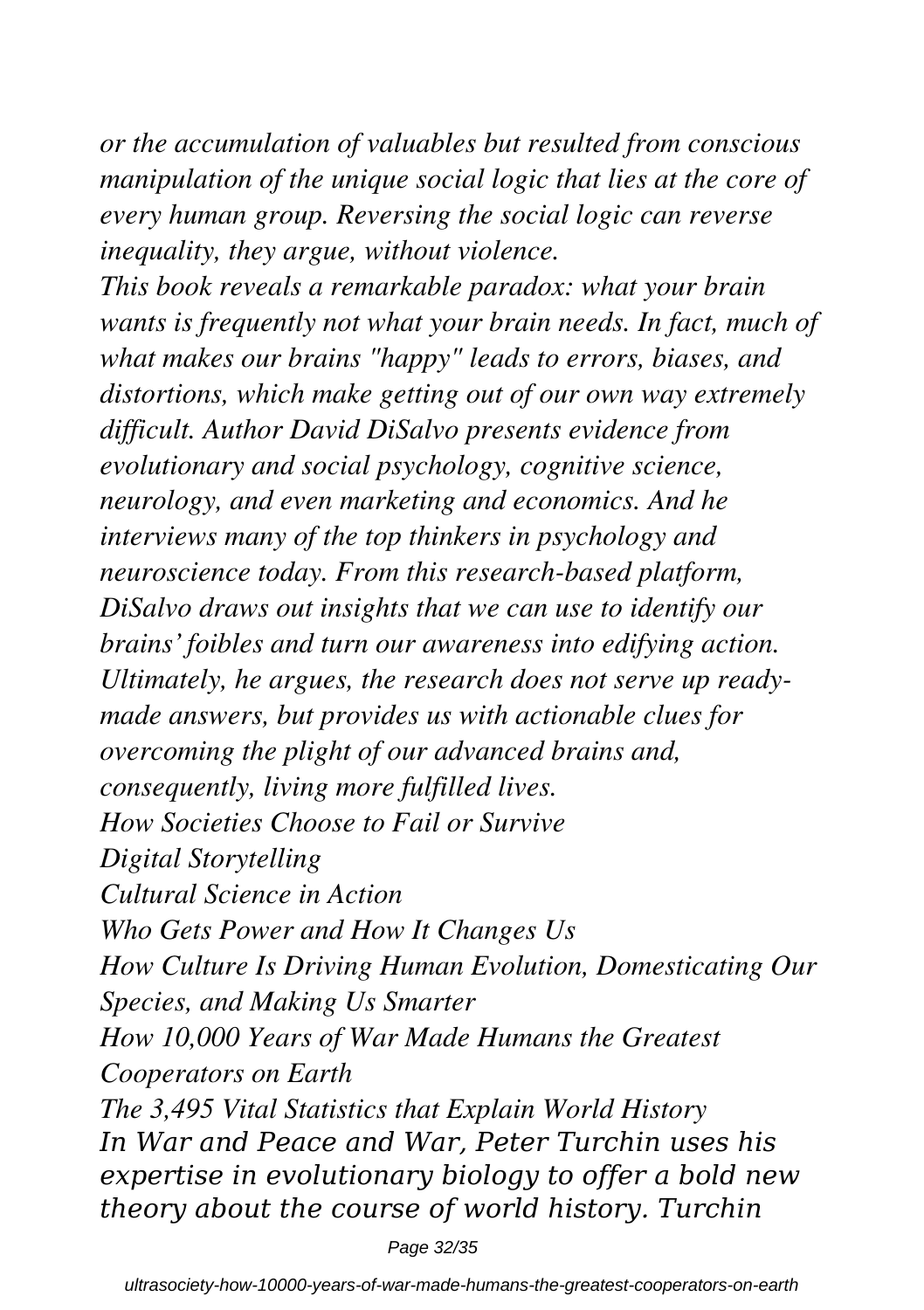*or the accumulation of valuables but resulted from conscious manipulation of the unique social logic that lies at the core of every human group. Reversing the social logic can reverse inequality, they argue, without violence.*

*This book reveals a remarkable paradox: what your brain wants is frequently not what your brain needs. In fact, much of what makes our brains "happy" leads to errors, biases, and distortions, which make getting out of our own way extremely difficult. Author David DiSalvo presents evidence from evolutionary and social psychology, cognitive science, neurology, and even marketing and economics. And he interviews many of the top thinkers in psychology and neuroscience today. From this research-based platform, DiSalvo draws out insights that we can use to identify our brains' foibles and turn our awareness into edifying action. Ultimately, he argues, the research does not serve up ready-made answers, but provides us with actionable clues for overcoming the plight of our advanced brains and, consequently, living more fulfilled lives.*

*How Societies Choose to Fail or Survive*

*Digital Storytelling*

*Cultural Science in Action*

*Who Gets Power and How It Changes Us*

*How Culture Is Driving Human Evolution, Domesticating Our Species, and Making Us Smarter*

*How 10,000 Years of War Made Humans the Greatest Cooperators on Earth*

*The 3,495 Vital Statistics that Explain World History*

*In War and Peace and War, Peter Turchin uses his expertise in evolutionary biology to offer a bold new theory about the course of world history. Turchin*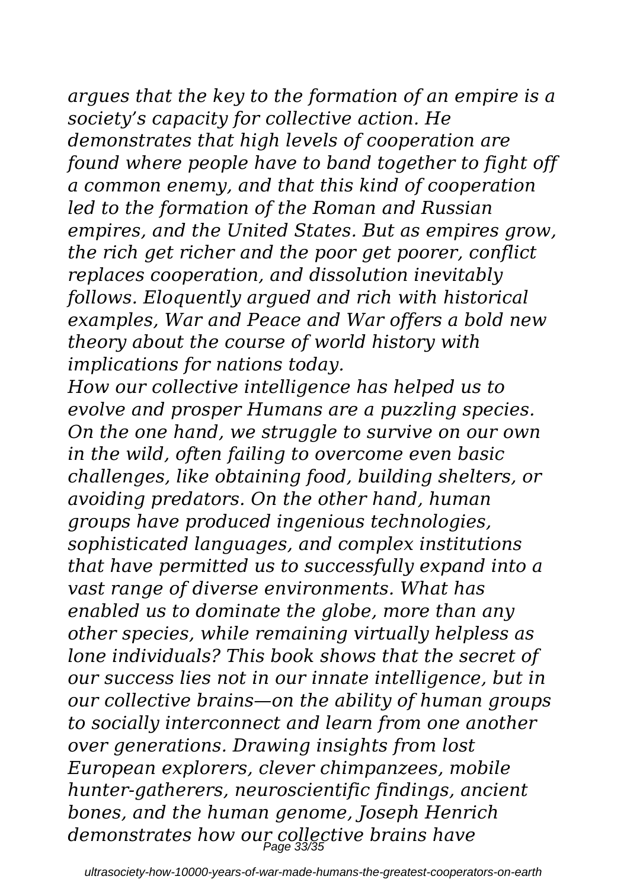*argues that the key to the formation of an empire is a society's capacity for collective action. He demonstrates that high levels of cooperation are found where people have to band together to fight off a common enemy, and that this kind of cooperation led to the formation of the Roman and Russian empires, and the United States. But as empires grow, the rich get richer and the poor get poorer, conflict replaces cooperation, and dissolution inevitably follows. Eloquently argued and rich with historical examples, War and Peace and War offers a bold new theory about the course of world history with implications for nations today.*

*How our collective intelligence has helped us to evolve and prosper Humans are a puzzling species. On the one hand, we struggle to survive on our own in the wild, often failing to overcome even basic challenges, like obtaining food, building shelters, or avoiding predators. On the other hand, human groups have produced ingenious technologies, sophisticated languages, and complex institutions that have permitted us to successfully expand into a vast range of diverse environments. What has enabled us to dominate the globe, more than any other species, while remaining virtually helpless as lone individuals? This book shows that the secret of our success lies not in our innate intelligence, but in our collective brains—on the ability of human groups to socially interconnect and learn from one another over generations. Drawing insights from lost European explorers, clever chimpanzees, mobile hunter-gatherers, neuroscientific findings, ancient bones, and the human genome, Joseph Henrich demonstrates how our collective brains have*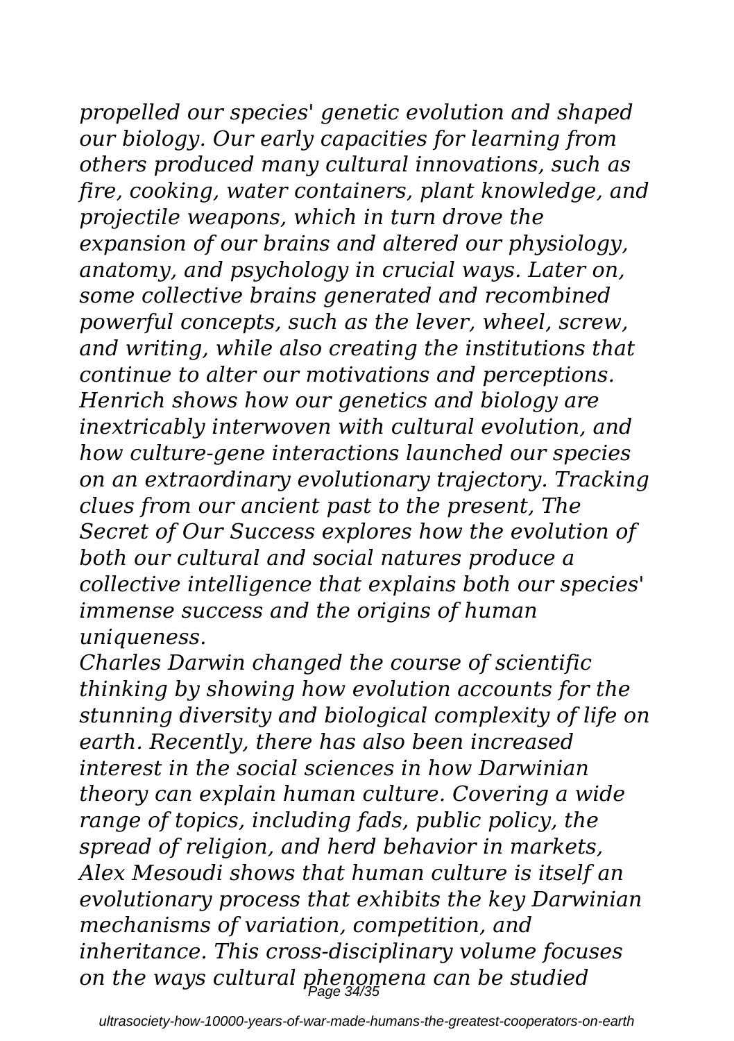*propelled our species' genetic evolution and shaped our biology. Our early capacities for learning from others produced many cultural innovations, such as fire, cooking, water containers, plant knowledge, and projectile weapons, which in turn drove the expansion of our brains and altered our physiology, anatomy, and psychology in crucial ways. Later on, some collective brains generated and recombined powerful concepts, such as the lever, wheel, screw, and writing, while also creating the institutions that continue to alter our motivations and perceptions. Henrich shows how our genetics and biology are inextricably interwoven with cultural evolution, and how culture-gene interactions launched our species on an extraordinary evolutionary trajectory. Tracking clues from our ancient past to the present, The Secret of Our Success explores how the evolution of both our cultural and social natures produce a collective intelligence that explains both our species' immense success and the origins of human uniqueness.*

*Charles Darwin changed the course of scientific thinking by showing how evolution accounts for the stunning diversity and biological complexity of life on earth. Recently, there has also been increased interest in the social sciences in how Darwinian theory can explain human culture. Covering a wide range of topics, including fads, public policy, the spread of religion, and herd behavior in markets, Alex Mesoudi shows that human culture is itself an evolutionary process that exhibits the key Darwinian mechanisms of variation, competition, and inheritance. This cross-disciplinary volume focuses on the ways cultural phenomena can be studied*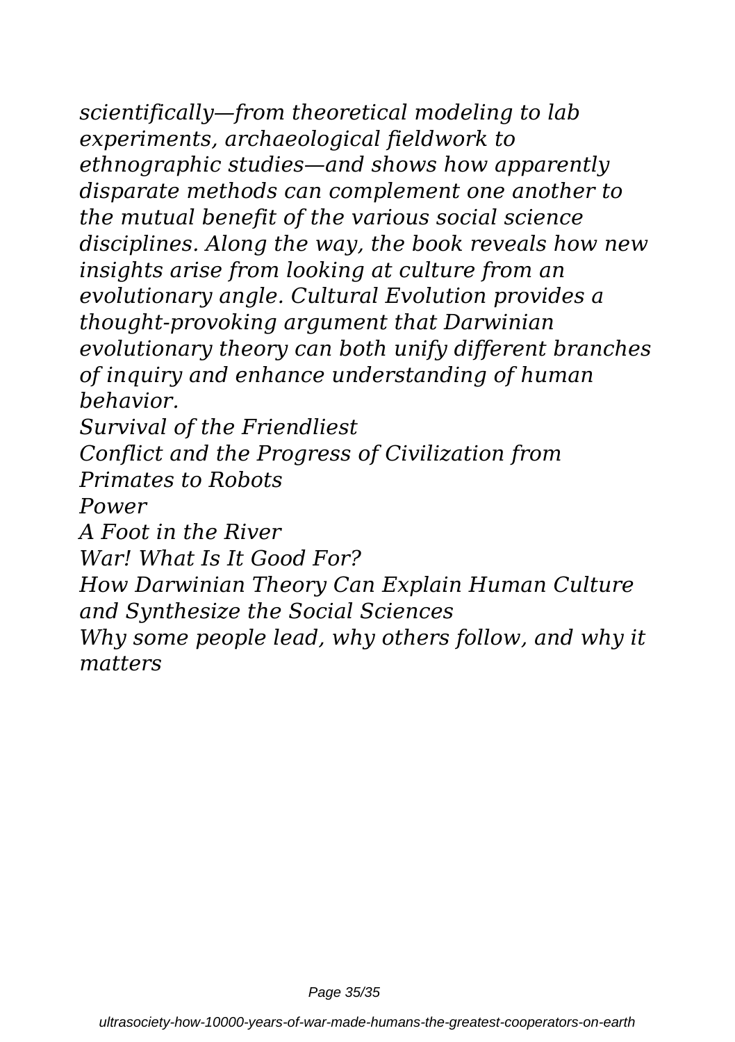*scientifically—from theoretical modeling to lab experiments, archaeological fieldwork to ethnographic studies—and shows how apparently disparate methods can complement one another to the mutual benefit of the various social science disciplines. Along the way, the book reveals how new insights arise from looking at culture from an evolutionary angle. Cultural Evolution provides a thought-provoking argument that Darwinian evolutionary theory can both unify different branches of inquiry and enhance understanding of human behavior.*

*Survival of the Friendliest*

*Conflict and the Progress of Civilization from Primates to Robots*

*Power*

*A Foot in the River*

*War! What Is It Good For?*

*How Darwinian Theory Can Explain Human Culture and Synthesize the Social Sciences*

*Why some people lead, why others follow, and why it matters*